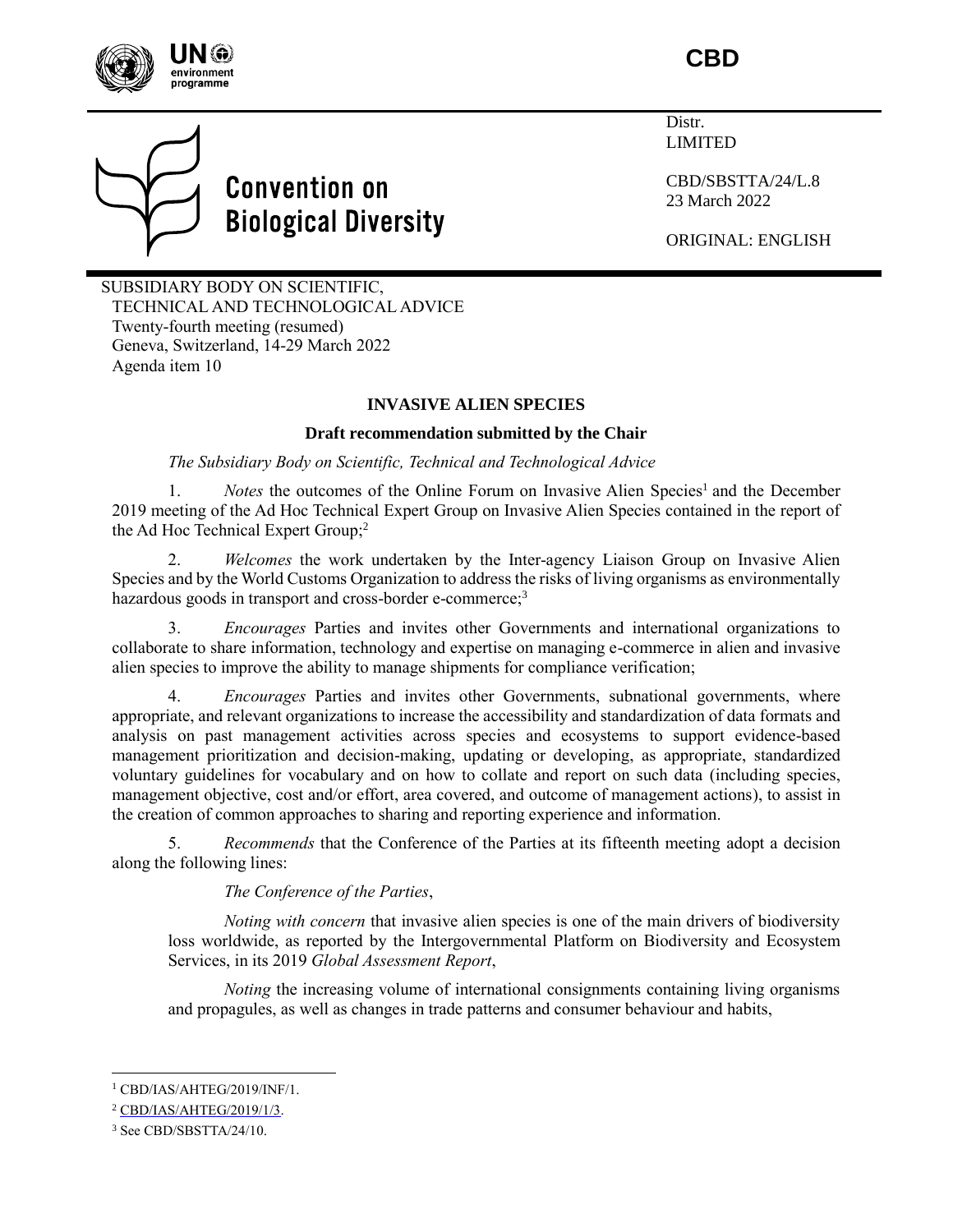CBD

Distr.
LIMITED

CBD/SBSTTA/24/L.8
23 March 2022

ORIGINAL: ENGLISH

Convention on Biological Diversity

SUBSIDIARY BODY ON SCIENTIFIC, TECHNICAL AND TECHNOLOGICAL ADVICE
Twenty-fourth meeting (resumed)
Geneva, Switzerland, 14-29 March 2022
Agenda item 10

# INVASIVE ALIEN SPECIES

## Draft recommendation submitted by the Chair

*The Subsidiary Body on Scientific, Technical and Technological Advice*

1. *Notes* the outcomes of the Online Forum on Invasive Alien Species[1] and the December 2019 meeting of the Ad Hoc Technical Expert Group on Invasive Alien Species contained in the report of the Ad Hoc Technical Expert Group;[2]

2. *Welcomes* the work undertaken by the Inter-agency Liaison Group on Invasive Alien Species and by the World Customs Organization to address the risks of living organisms as environmentally hazardous goods in transport and cross-border e-commerce;[3]

3. *Encourages* Parties and invites other Governments and international organizations to collaborate to share information, technology and expertise on managing e-commerce in alien and invasive alien species to improve the ability to manage shipments for compliance verification;

4. *Encourages* Parties and invites other Governments, subnational governments, where appropriate, and relevant organizations to increase the accessibility and standardization of data formats and analysis on past management activities across species and ecosystems to support evidence-based management prioritization and decision-making, updating or developing, as appropriate, standardized voluntary guidelines for vocabulary and on how to collate and report on such data (including species, management objective, cost and/or effort, area covered, and outcome of management actions), to assist in the creation of common approaches to sharing and reporting experience and information.

5. *Recommends* that the Conference of the Parties at its fifteenth meeting adopt a decision along the following lines:

> *The Conference of the Parties*,
>
> *Noting with concern* that invasive alien species is one of the main drivers of biodiversity loss worldwide, as reported by the Intergovernmental Platform on Biodiversity and Ecosystem Services, in its 2019 *Global Assessment Report*,
>
> *Noting* the increasing volume of international consignments containing living organisms and propagules, as well as changes in trade patterns and consumer behaviour and habits,

---

[1] CBD/IAS/AHTEG/2019/INF/1.

[2] CBD/IAS/AHTEG/2019/1/3.

[3] See CBD/SBSTTA/24/10.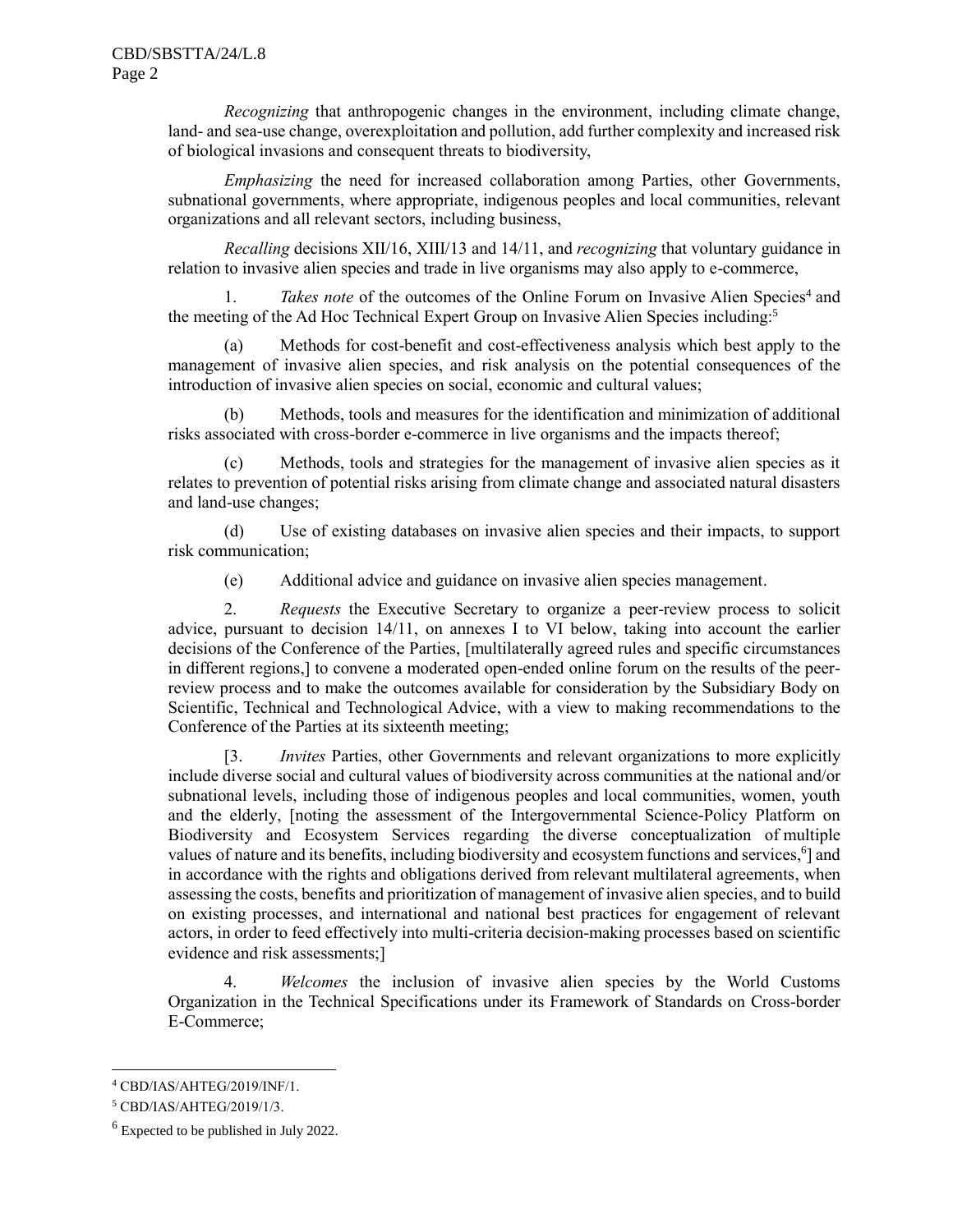*Recognizing* that anthropogenic changes in the environment, including climate change, land- and sea-use change, overexploitation and pollution, add further complexity and increased risk of biological invasions and consequent threats to biodiversity,

*Emphasizing* the need for increased collaboration among Parties, other Governments, subnational governments, where appropriate, indigenous peoples and local communities, relevant organizations and all relevant sectors, including business,

*Recalling* decisions XII/16, XIII/13 and 14/11, and *recognizing* that voluntary guidance in relation to invasive alien species and trade in live organisms may also apply to e-commerce,

1. *Takes note* of the outcomes of the Online Forum on Invasive Alien Species[4] and the meeting of the Ad Hoc Technical Expert Group on Invasive Alien Species including:[5]

(a) Methods for cost-benefit and cost-effectiveness analysis which best apply to the management of invasive alien species, and risk analysis on the potential consequences of the introduction of invasive alien species on social, economic and cultural values;

(b) Methods, tools and measures for the identification and minimization of additional risks associated with cross-border e-commerce in live organisms and the impacts thereof;

(c) Methods, tools and strategies for the management of invasive alien species as it relates to prevention of potential risks arising from climate change and associated natural disasters and land-use changes;

(d) Use of existing databases on invasive alien species and their impacts, to support risk communication;

(e) Additional advice and guidance on invasive alien species management.

2. *Requests* the Executive Secretary to organize a peer-review process to solicit advice, pursuant to decision 14/11, on annexes I to VI below, taking into account the earlier decisions of the Conference of the Parties, [multilaterally agreed rules and specific circumstances in different regions,] to convene a moderated open-ended online forum on the results of the peer-review process and to make the outcomes available for consideration by the Subsidiary Body on Scientific, Technical and Technological Advice, with a view to making recommendations to the Conference of the Parties at its sixteenth meeting;

[3. *Invites* Parties, other Governments and relevant organizations to more explicitly include diverse social and cultural values of biodiversity across communities at the national and/or subnational levels, including those of indigenous peoples and local communities, women, youth and the elderly, [noting the assessment of the Intergovernmental Science-Policy Platform on Biodiversity and Ecosystem Services regarding the diverse conceptualization of multiple values of nature and its benefits, including biodiversity and ecosystem functions and services,[6]] and in accordance with the rights and obligations derived from relevant multilateral agreements, when assessing the costs, benefits and prioritization of management of invasive alien species, and to build on existing processes, and international and national best practices for engagement of relevant actors, in order to feed effectively into multi-criteria decision-making processes based on scientific evidence and risk assessments;]

4. *Welcomes* the inclusion of invasive alien species by the World Customs Organization in the Technical Specifications under its Framework of Standards on Cross-border E-Commerce;

---

[4] CBD/IAS/AHTEG/2019/INF/1.

[5] CBD/IAS/AHTEG/2019/1/3.

[6] Expected to be published in July 2022.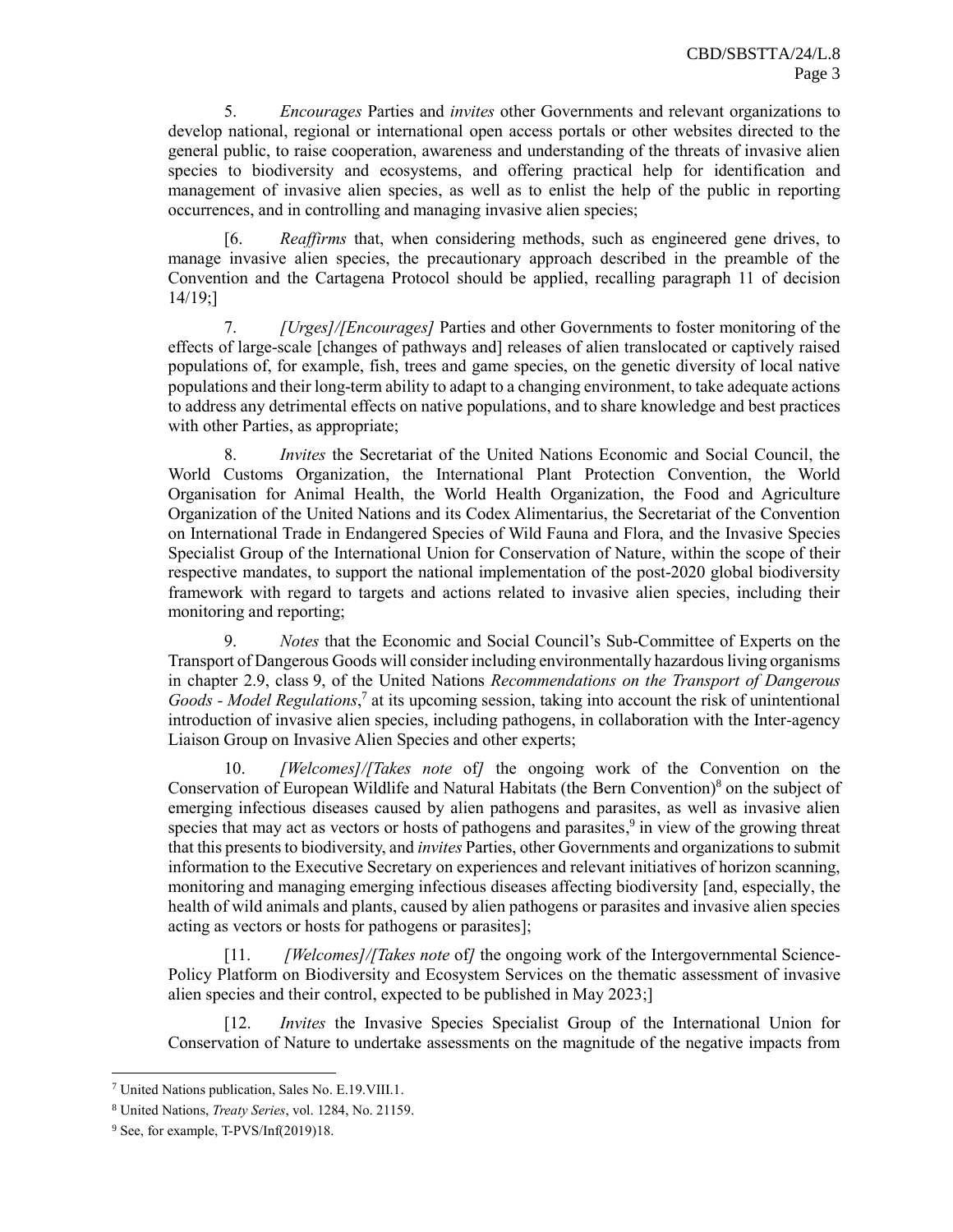5. *Encourages* Parties and *invites* other Governments and relevant organizations to develop national, regional or international open access portals or other websites directed to the general public, to raise cooperation, awareness and understanding of the threats of invasive alien species to biodiversity and ecosystems, and offering practical help for identification and management of invasive alien species, as well as to enlist the help of the public in reporting occurrences, and in controlling and managing invasive alien species;

[6. *Reaffirms* that, when considering methods, such as engineered gene drives, to manage invasive alien species, the precautionary approach described in the preamble of the Convention and the Cartagena Protocol should be applied, recalling paragraph 11 of decision 14/19;]

7. *[Urges]/[Encourages]* Parties and other Governments to foster monitoring of the effects of large-scale [changes of pathways and] releases of alien translocated or captively raised populations of, for example, fish, trees and game species, on the genetic diversity of local native populations and their long-term ability to adapt to a changing environment, to take adequate actions to address any detrimental effects on native populations, and to share knowledge and best practices with other Parties, as appropriate;

8. *Invites* the Secretariat of the United Nations Economic and Social Council, the World Customs Organization, the International Plant Protection Convention, the World Organisation for Animal Health, the World Health Organization, the Food and Agriculture Organization of the United Nations and its Codex Alimentarius, the Secretariat of the Convention on International Trade in Endangered Species of Wild Fauna and Flora, and the Invasive Species Specialist Group of the International Union for Conservation of Nature, within the scope of their respective mandates, to support the national implementation of the post-2020 global biodiversity framework with regard to targets and actions related to invasive alien species, including their monitoring and reporting;

9. *Notes* that the Economic and Social Council's Sub-Committee of Experts on the Transport of Dangerous Goods will consider including environmentally hazardous living organisms in chapter 2.9, class 9, of the United Nations *Recommendations on the Transport of Dangerous Goods - Model Regulations*,[7] at its upcoming session, taking into account the risk of unintentional introduction of invasive alien species, including pathogens, in collaboration with the Inter-agency Liaison Group on Invasive Alien Species and other experts;

10. *[Welcomes]/[Takes note* of*]* the ongoing work of the Convention on the Conservation of European Wildlife and Natural Habitats (the Bern Convention)[8] on the subject of emerging infectious diseases caused by alien pathogens and parasites, as well as invasive alien species that may act as vectors or hosts of pathogens and parasites,[9] in view of the growing threat that this presents to biodiversity, and *invites* Parties, other Governments and organizations to submit information to the Executive Secretary on experiences and relevant initiatives of horizon scanning, monitoring and managing emerging infectious diseases affecting biodiversity [and, especially, the health of wild animals and plants, caused by alien pathogens or parasites and invasive alien species acting as vectors or hosts for pathogens or parasites];

[11. *[Welcomes]/[Takes note* of*]* the ongoing work of the Intergovernmental Science-Policy Platform on Biodiversity and Ecosystem Services on the thematic assessment of invasive alien species and their control, expected to be published in May 2023;]

[12. *Invites* the Invasive Species Specialist Group of the International Union for Conservation of Nature to undertake assessments on the magnitude of the negative impacts from

---

[7] United Nations publication, Sales No. E.19.VIII.1.

[8] United Nations, *Treaty Series*, vol. 1284, No. 21159.

[9] See, for example, T-PVS/Inf(2019)18.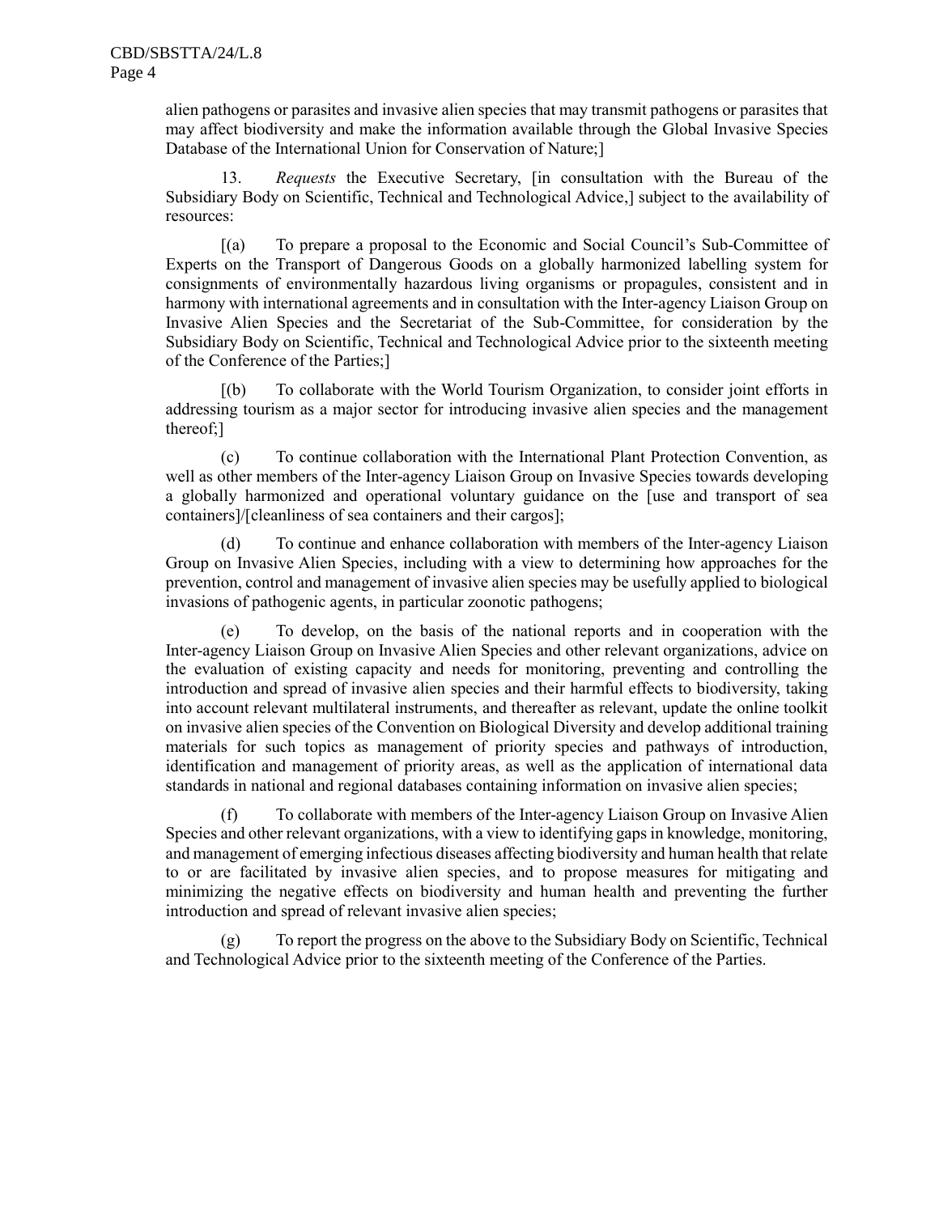alien pathogens or parasites and invasive alien species that may transmit pathogens or parasites that may affect biodiversity and make the information available through the Global Invasive Species Database of the International Union for Conservation of Nature;]

13. *Requests* the Executive Secretary, [in consultation with the Bureau of the Subsidiary Body on Scientific, Technical and Technological Advice,] subject to the availability of resources:

[(a) To prepare a proposal to the Economic and Social Council's Sub-Committee of Experts on the Transport of Dangerous Goods on a globally harmonized labelling system for consignments of environmentally hazardous living organisms or propagules, consistent and in harmony with international agreements and in consultation with the Inter-agency Liaison Group on Invasive Alien Species and the Secretariat of the Sub-Committee, for consideration by the Subsidiary Body on Scientific, Technical and Technological Advice prior to the sixteenth meeting of the Conference of the Parties;]

[(b) To collaborate with the World Tourism Organization, to consider joint efforts in addressing tourism as a major sector for introducing invasive alien species and the management thereof;]

(c) To continue collaboration with the International Plant Protection Convention, as well as other members of the Inter-agency Liaison Group on Invasive Species towards developing a globally harmonized and operational voluntary guidance on the [use and transport of sea containers]/[cleanliness of sea containers and their cargos];

(d) To continue and enhance collaboration with members of the Inter-agency Liaison Group on Invasive Alien Species, including with a view to determining how approaches for the prevention, control and management of invasive alien species may be usefully applied to biological invasions of pathogenic agents, in particular zoonotic pathogens;

(e) To develop, on the basis of the national reports and in cooperation with the Inter-agency Liaison Group on Invasive Alien Species and other relevant organizations, advice on the evaluation of existing capacity and needs for monitoring, preventing and controlling the introduction and spread of invasive alien species and their harmful effects to biodiversity, taking into account relevant multilateral instruments, and thereafter as relevant, update the online toolkit on invasive alien species of the Convention on Biological Diversity and develop additional training materials for such topics as management of priority species and pathways of introduction, identification and management of priority areas, as well as the application of international data standards in national and regional databases containing information on invasive alien species;

(f) To collaborate with members of the Inter-agency Liaison Group on Invasive Alien Species and other relevant organizations, with a view to identifying gaps in knowledge, monitoring, and management of emerging infectious diseases affecting biodiversity and human health that relate to or are facilitated by invasive alien species, and to propose measures for mitigating and minimizing the negative effects on biodiversity and human health and preventing the further introduction and spread of relevant invasive alien species;

(g) To report the progress on the above to the Subsidiary Body on Scientific, Technical and Technological Advice prior to the sixteenth meeting of the Conference of the Parties.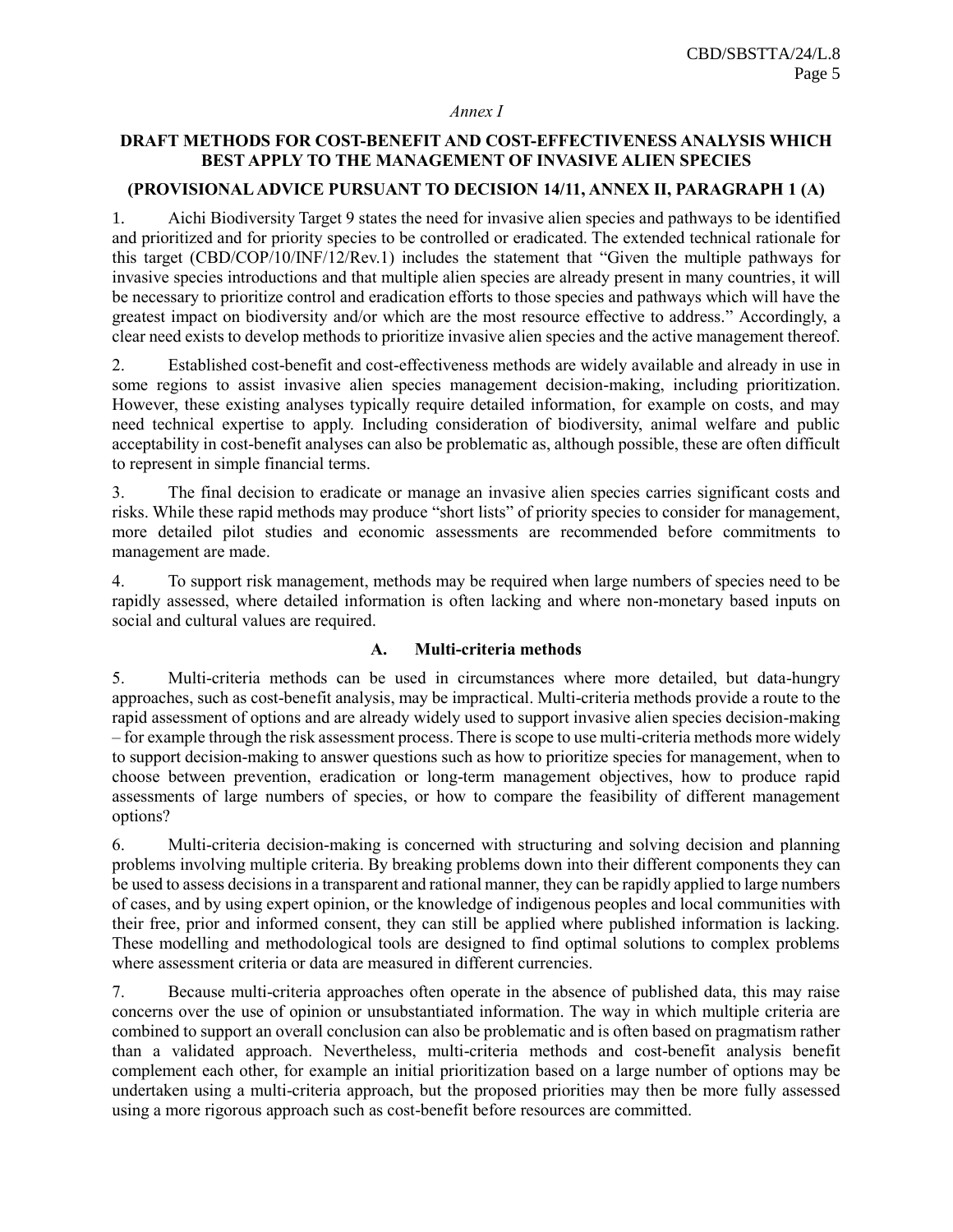*Annex I*

## DRAFT METHODS FOR COST-BENEFIT AND COST-EFFECTIVENESS ANALYSIS WHICH BEST APPLY TO THE MANAGEMENT OF INVASIVE ALIEN SPECIES

### (PROVISIONAL ADVICE PURSUANT TO DECISION 14/11, ANNEX II, PARAGRAPH 1 (A)

1. Aichi Biodiversity Target 9 states the need for invasive alien species and pathways to be identified and prioritized and for priority species to be controlled or eradicated. The extended technical rationale for this target (CBD/COP/10/INF/12/Rev.1) includes the statement that "Given the multiple pathways for invasive species introductions and that multiple alien species are already present in many countries, it will be necessary to prioritize control and eradication efforts to those species and pathways which will have the greatest impact on biodiversity and/or which are the most resource effective to address." Accordingly, a clear need exists to develop methods to prioritize invasive alien species and the active management thereof.

2. Established cost-benefit and cost-effectiveness methods are widely available and already in use in some regions to assist invasive alien species management decision-making, including prioritization. However, these existing analyses typically require detailed information, for example on costs, and may need technical expertise to apply. Including consideration of biodiversity, animal welfare and public acceptability in cost-benefit analyses can also be problematic as, although possible, these are often difficult to represent in simple financial terms.

3. The final decision to eradicate or manage an invasive alien species carries significant costs and risks. While these rapid methods may produce "short lists" of priority species to consider for management, more detailed pilot studies and economic assessments are recommended before commitments to management are made.

4. To support risk management, methods may be required when large numbers of species need to be rapidly assessed, where detailed information is often lacking and where non-monetary based inputs on social and cultural values are required.

### A. Multi-criteria methods

5. Multi-criteria methods can be used in circumstances where more detailed, but data-hungry approaches, such as cost-benefit analysis, may be impractical. Multi-criteria methods provide a route to the rapid assessment of options and are already widely used to support invasive alien species decision-making – for example through the risk assessment process. There is scope to use multi-criteria methods more widely to support decision-making to answer questions such as how to prioritize species for management, when to choose between prevention, eradication or long-term management objectives, how to produce rapid assessments of large numbers of species, or how to compare the feasibility of different management options?

6. Multi-criteria decision-making is concerned with structuring and solving decision and planning problems involving multiple criteria. By breaking problems down into their different components they can be used to assess decisions in a transparent and rational manner, they can be rapidly applied to large numbers of cases, and by using expert opinion, or the knowledge of indigenous peoples and local communities with their free, prior and informed consent, they can still be applied where published information is lacking. These modelling and methodological tools are designed to find optimal solutions to complex problems where assessment criteria or data are measured in different currencies.

7. Because multi-criteria approaches often operate in the absence of published data, this may raise concerns over the use of opinion or unsubstantiated information. The way in which multiple criteria are combined to support an overall conclusion can also be problematic and is often based on pragmatism rather than a validated approach. Nevertheless, multi-criteria methods and cost-benefit analysis benefit complement each other, for example an initial prioritization based on a large number of options may be undertaken using a multi-criteria approach, but the proposed priorities may then be more fully assessed using a more rigorous approach such as cost-benefit before resources are committed.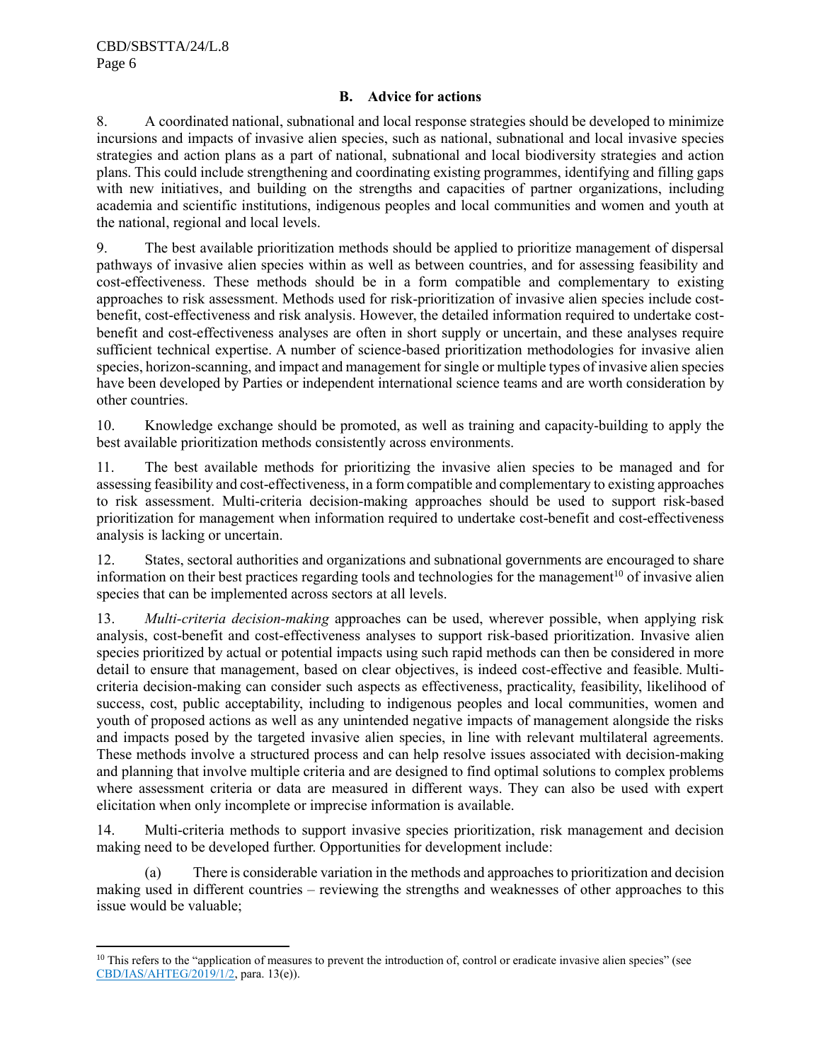### B. Advice for actions

8. A coordinated national, subnational and local response strategies should be developed to minimize incursions and impacts of invasive alien species, such as national, subnational and local invasive species strategies and action plans as a part of national, subnational and local biodiversity strategies and action plans. This could include strengthening and coordinating existing programmes, identifying and filling gaps with new initiatives, and building on the strengths and capacities of partner organizations, including academia and scientific institutions, indigenous peoples and local communities and women and youth at the national, regional and local levels.

9. The best available prioritization methods should be applied to prioritize management of dispersal pathways of invasive alien species within as well as between countries, and for assessing feasibility and cost-effectiveness. These methods should be in a form compatible and complementary to existing approaches to risk assessment. Methods used for risk-prioritization of invasive alien species include cost-benefit, cost-effectiveness and risk analysis. However, the detailed information required to undertake cost-benefit and cost-effectiveness analyses are often in short supply or uncertain, and these analyses require sufficient technical expertise. A number of science-based prioritization methodologies for invasive alien species, horizon-scanning, and impact and management for single or multiple types of invasive alien species have been developed by Parties or independent international science teams and are worth consideration by other countries.

10. Knowledge exchange should be promoted, as well as training and capacity-building to apply the best available prioritization methods consistently across environments.

11. The best available methods for prioritizing the invasive alien species to be managed and for assessing feasibility and cost-effectiveness, in a form compatible and complementary to existing approaches to risk assessment. Multi-criteria decision-making approaches should be used to support risk-based prioritization for management when information required to undertake cost-benefit and cost-effectiveness analysis is lacking or uncertain.

12. States, sectoral authorities and organizations and subnational governments are encouraged to share information on their best practices regarding tools and technologies for the management[10] of invasive alien species that can be implemented across sectors at all levels.

13. *Multi-criteria decision-making* approaches can be used, wherever possible, when applying risk analysis, cost-benefit and cost-effectiveness analyses to support risk-based prioritization. Invasive alien species prioritized by actual or potential impacts using such rapid methods can then be considered in more detail to ensure that management, based on clear objectives, is indeed cost-effective and feasible. Multi-criteria decision-making can consider such aspects as effectiveness, practicality, feasibility, likelihood of success, cost, public acceptability, including to indigenous peoples and local communities, women and youth of proposed actions as well as any unintended negative impacts of management alongside the risks and impacts posed by the targeted invasive alien species, in line with relevant multilateral agreements. These methods involve a structured process and can help resolve issues associated with decision-making and planning that involve multiple criteria and are designed to find optimal solutions to complex problems where assessment criteria or data are measured in different ways. They can also be used with expert elicitation when only incomplete or imprecise information is available.

14. Multi-criteria methods to support invasive species prioritization, risk management and decision making need to be developed further. Opportunities for development include:

(a) There is considerable variation in the methods and approaches to prioritization and decision making used in different countries – reviewing the strengths and weaknesses of other approaches to this issue would be valuable;

---

[10] This refers to the "application of measures to prevent the introduction of, control or eradicate invasive alien species" (see CBD/IAS/AHTEG/2019/1/2, para. 13(e)).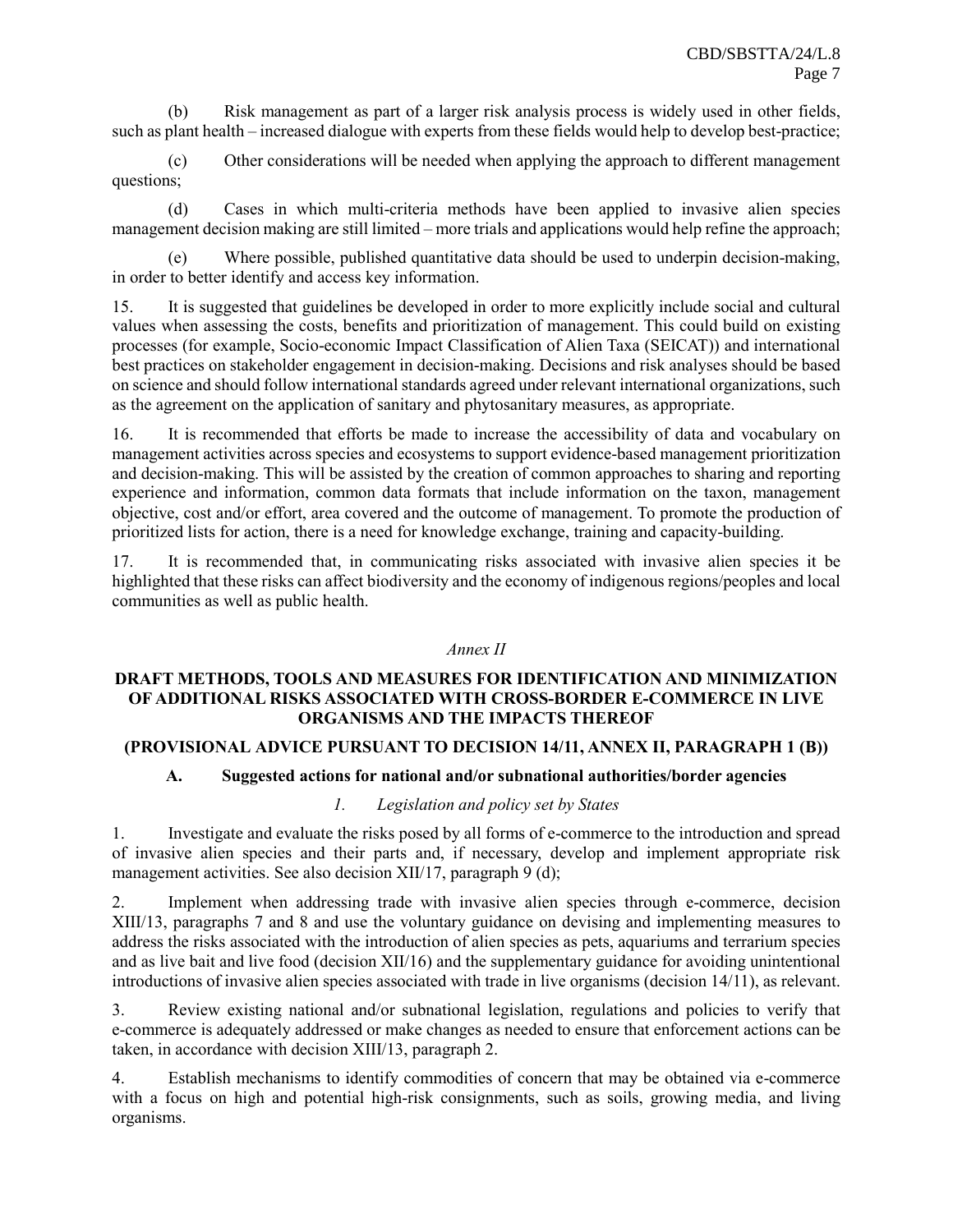(b) Risk management as part of a larger risk analysis process is widely used in other fields, such as plant health – increased dialogue with experts from these fields would help to develop best-practice;

(c) Other considerations will be needed when applying the approach to different management questions;

(d) Cases in which multi-criteria methods have been applied to invasive alien species management decision making are still limited – more trials and applications would help refine the approach;

(e) Where possible, published quantitative data should be used to underpin decision-making, in order to better identify and access key information.

15. It is suggested that guidelines be developed in order to more explicitly include social and cultural values when assessing the costs, benefits and prioritization of management. This could build on existing processes (for example, Socio-economic Impact Classification of Alien Taxa (SEICAT)) and international best practices on stakeholder engagement in decision-making. Decisions and risk analyses should be based on science and should follow international standards agreed under relevant international organizations, such as the agreement on the application of sanitary and phytosanitary measures, as appropriate.

16. It is recommended that efforts be made to increase the accessibility of data and vocabulary on management activities across species and ecosystems to support evidence-based management prioritization and decision-making. This will be assisted by the creation of common approaches to sharing and reporting experience and information, common data formats that include information on the taxon, management objective, cost and/or effort, area covered and the outcome of management. To promote the production of prioritized lists for action, there is a need for knowledge exchange, training and capacity-building.

17. It is recommended that, in communicating risks associated with invasive alien species it be highlighted that these risks can affect biodiversity and the economy of indigenous regions/peoples and local communities as well as public health.

*Annex II*

## DRAFT METHODS, TOOLS AND MEASURES FOR IDENTIFICATION AND MINIMIZATION OF ADDITIONAL RISKS ASSOCIATED WITH CROSS-BORDER E-COMMERCE IN LIVE ORGANISMS AND THE IMPACTS THEREOF

## (PROVISIONAL ADVICE PURSUANT TO DECISION 14/11, ANNEX II, PARAGRAPH 1 (B))

### A. Suggested actions for national and/or subnational authorities/border agencies

#### *1. Legislation and policy set by States*

1. Investigate and evaluate the risks posed by all forms of e-commerce to the introduction and spread of invasive alien species and their parts and, if necessary, develop and implement appropriate risk management activities. See also decision XII/17, paragraph 9 (d);

2. Implement when addressing trade with invasive alien species through e-commerce, decision XIII/13, paragraphs 7 and 8 and use the voluntary guidance on devising and implementing measures to address the risks associated with the introduction of alien species as pets, aquariums and terrarium species and as live bait and live food (decision XII/16) and the supplementary guidance for avoiding unintentional introductions of invasive alien species associated with trade in live organisms (decision 14/11), as relevant.

3. Review existing national and/or subnational legislation, regulations and policies to verify that e-commerce is adequately addressed or make changes as needed to ensure that enforcement actions can be taken, in accordance with decision XIII/13, paragraph 2.

4. Establish mechanisms to identify commodities of concern that may be obtained via e-commerce with a focus on high and potential high-risk consignments, such as soils, growing media, and living organisms.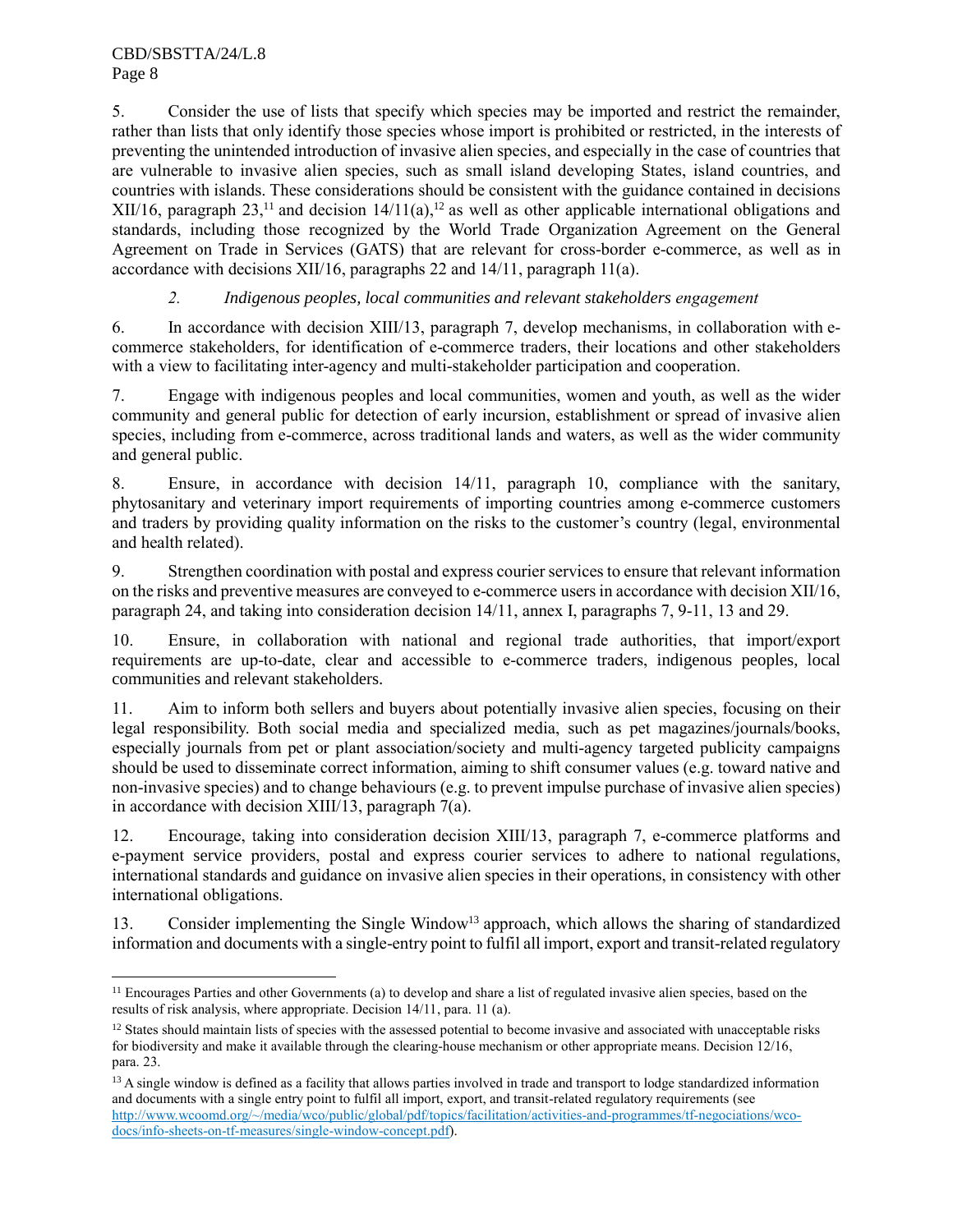5. Consider the use of lists that specify which species may be imported and restrict the remainder, rather than lists that only identify those species whose import is prohibited or restricted, in the interests of preventing the unintended introduction of invasive alien species, and especially in the case of countries that are vulnerable to invasive alien species, such as small island developing States, island countries, and countries with islands. These considerations should be consistent with the guidance contained in decisions XII/16, paragraph 23,[11] and decision 14/11(a),[12] as well as other applicable international obligations and standards, including those recognized by the World Trade Organization Agreement on the General Agreement on Trade in Services (GATS) that are relevant for cross-border e-commerce, as well as in accordance with decisions XII/16, paragraphs 22 and 14/11, paragraph 11(a).

### *2. Indigenous peoples, local communities and relevant stakeholders engagement*

6. In accordance with decision XIII/13, paragraph 7, develop mechanisms, in collaboration with e-commerce stakeholders, for identification of e-commerce traders, their locations and other stakeholders with a view to facilitating inter-agency and multi-stakeholder participation and cooperation.

7. Engage with indigenous peoples and local communities, women and youth, as well as the wider community and general public for detection of early incursion, establishment or spread of invasive alien species, including from e-commerce, across traditional lands and waters, as well as the wider community and general public.

8. Ensure, in accordance with decision 14/11, paragraph 10, compliance with the sanitary, phytosanitary and veterinary import requirements of importing countries among e-commerce customers and traders by providing quality information on the risks to the customer's country (legal, environmental and health related).

9. Strengthen coordination with postal and express courier services to ensure that relevant information on the risks and preventive measures are conveyed to e-commerce users in accordance with decision XII/16, paragraph 24, and taking into consideration decision 14/11, annex I, paragraphs 7, 9-11, 13 and 29.

10. Ensure, in collaboration with national and regional trade authorities, that import/export requirements are up-to-date, clear and accessible to e-commerce traders, indigenous peoples, local communities and relevant stakeholders.

11. Aim to inform both sellers and buyers about potentially invasive alien species, focusing on their legal responsibility. Both social media and specialized media, such as pet magazines/journals/books, especially journals from pet or plant association/society and multi-agency targeted publicity campaigns should be used to disseminate correct information, aiming to shift consumer values (e.g. toward native and non-invasive species) and to change behaviours (e.g. to prevent impulse purchase of invasive alien species) in accordance with decision XIII/13, paragraph 7(a).

12. Encourage, taking into consideration decision XIII/13, paragraph 7, e-commerce platforms and e-payment service providers, postal and express courier services to adhere to national regulations, international standards and guidance on invasive alien species in their operations, in consistency with other international obligations.

13. Consider implementing the Single Window[13] approach, which allows the sharing of standardized information and documents with a single-entry point to fulfil all import, export and transit-related regulatory

---

[11] Encourages Parties and other Governments (a) to develop and share a list of regulated invasive alien species, based on the results of risk analysis, where appropriate. Decision 14/11, para. 11 (a).

[12] States should maintain lists of species with the assessed potential to become invasive and associated with unacceptable risks for biodiversity and make it available through the clearing-house mechanism or other appropriate means. Decision 12/16, para. 23.

[13] A single window is defined as a facility that allows parties involved in trade and transport to lodge standardized information and documents with a single entry point to fulfil all import, export, and transit-related regulatory requirements (see http://www.wcoomd.org/~/media/wco/public/global/pdf/topics/facilitation/activities-and-programmes/tf-negociations/wco-docs/info-sheets-on-tf-measures/single-window-concept.pdf).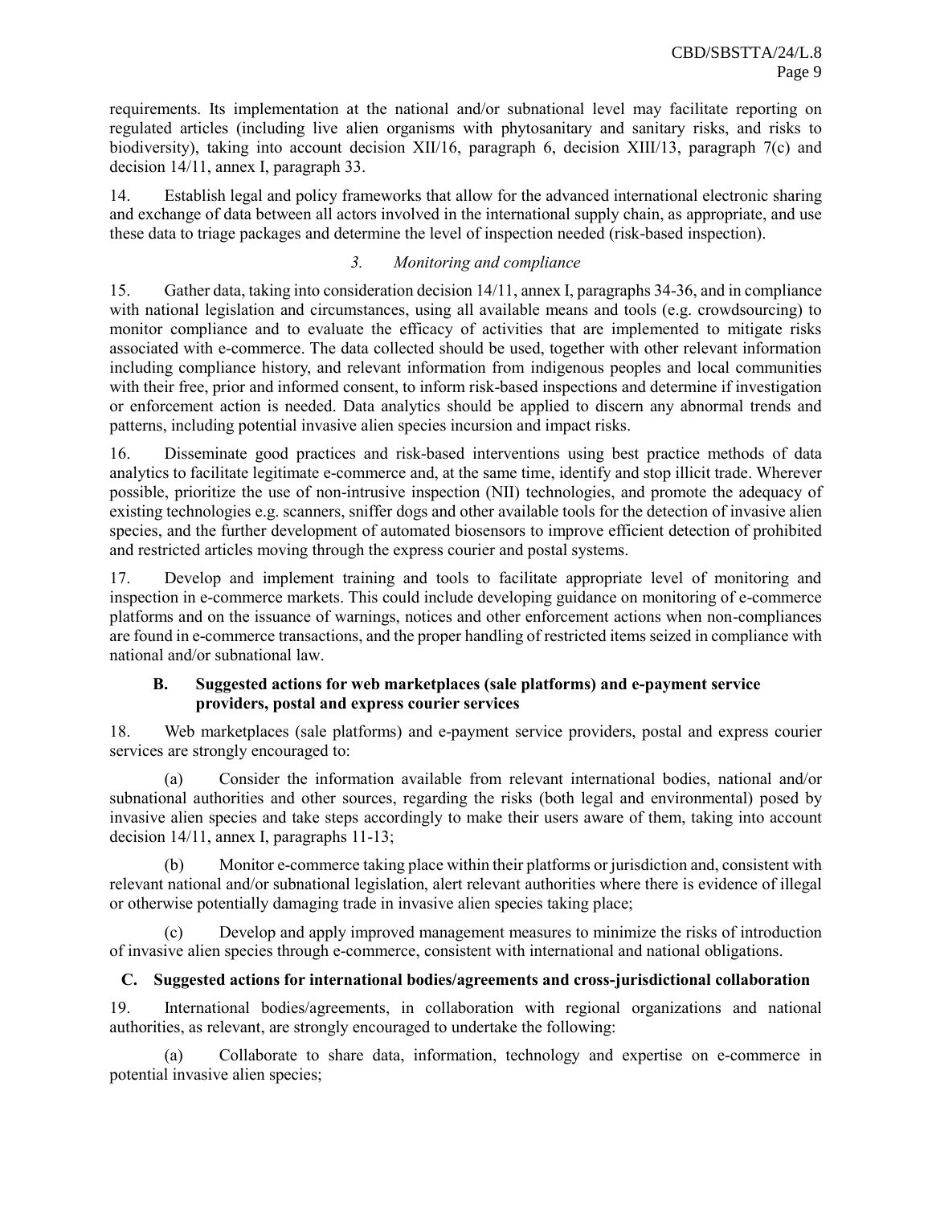requirements. Its implementation at the national and/or subnational level may facilitate reporting on regulated articles (including live alien organisms with phytosanitary and sanitary risks, and risks to biodiversity), taking into account decision XII/16, paragraph 6, decision XIII/13, paragraph 7(c) and decision 14/11, annex I, paragraph 33.

14. Establish legal and policy frameworks that allow for the advanced international electronic sharing and exchange of data between all actors involved in the international supply chain, as appropriate, and use these data to triage packages and determine the level of inspection needed (risk-based inspection).

### *3. Monitoring and compliance*

15. Gather data, taking into consideration decision 14/11, annex I, paragraphs 34-36, and in compliance with national legislation and circumstances, using all available means and tools (e.g. crowdsourcing) to monitor compliance and to evaluate the efficacy of activities that are implemented to mitigate risks associated with e-commerce. The data collected should be used, together with other relevant information including compliance history, and relevant information from indigenous peoples and local communities with their free, prior and informed consent, to inform risk-based inspections and determine if investigation or enforcement action is needed. Data analytics should be applied to discern any abnormal trends and patterns, including potential invasive alien species incursion and impact risks.

16. Disseminate good practices and risk-based interventions using best practice methods of data analytics to facilitate legitimate e-commerce and, at the same time, identify and stop illicit trade. Wherever possible, prioritize the use of non-intrusive inspection (NII) technologies, and promote the adequacy of existing technologies e.g. scanners, sniffer dogs and other available tools for the detection of invasive alien species, and the further development of automated biosensors to improve efficient detection of prohibited and restricted articles moving through the express courier and postal systems.

17. Develop and implement training and tools to facilitate appropriate level of monitoring and inspection in e-commerce markets. This could include developing guidance on monitoring of e-commerce platforms and on the issuance of warnings, notices and other enforcement actions when non-compliances are found in e-commerce transactions, and the proper handling of restricted items seized in compliance with national and/or subnational law.

## B. Suggested actions for web marketplaces (sale platforms) and e-payment service providers, postal and express courier services

18. Web marketplaces (sale platforms) and e-payment service providers, postal and express courier services are strongly encouraged to:

(a) Consider the information available from relevant international bodies, national and/or subnational authorities and other sources, regarding the risks (both legal and environmental) posed by invasive alien species and take steps accordingly to make their users aware of them, taking into account decision 14/11, annex I, paragraphs 11-13;

(b) Monitor e-commerce taking place within their platforms or jurisdiction and, consistent with relevant national and/or subnational legislation, alert relevant authorities where there is evidence of illegal or otherwise potentially damaging trade in invasive alien species taking place;

(c) Develop and apply improved management measures to minimize the risks of introduction of invasive alien species through e-commerce, consistent with international and national obligations.

## C. Suggested actions for international bodies/agreements and cross-jurisdictional collaboration

19. International bodies/agreements, in collaboration with regional organizations and national authorities, as relevant, are strongly encouraged to undertake the following:

(a) Collaborate to share data, information, technology and expertise on e-commerce in potential invasive alien species;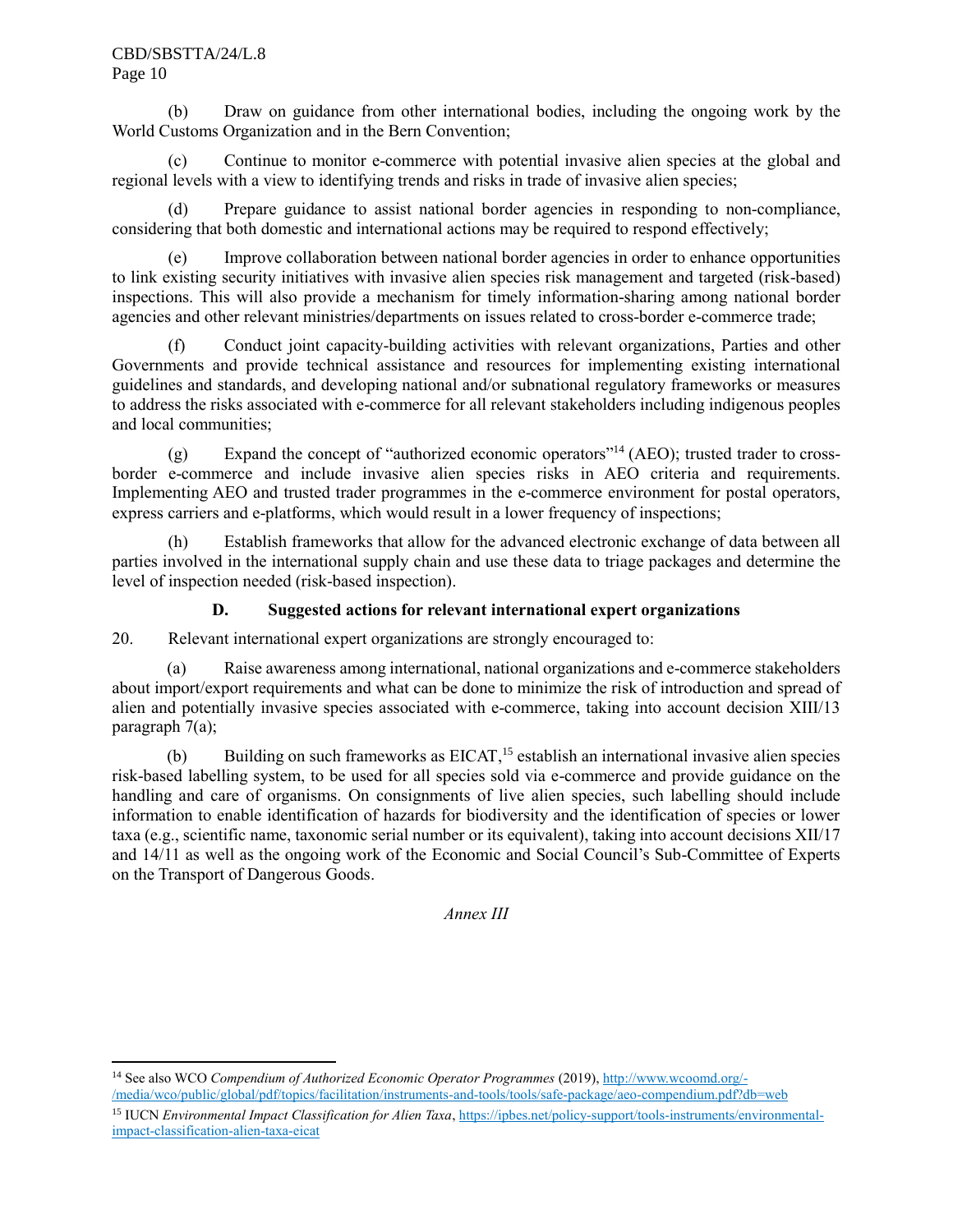(b) Draw on guidance from other international bodies, including the ongoing work by the World Customs Organization and in the Bern Convention;

(c) Continue to monitor e-commerce with potential invasive alien species at the global and regional levels with a view to identifying trends and risks in trade of invasive alien species;

(d) Prepare guidance to assist national border agencies in responding to non-compliance, considering that both domestic and international actions may be required to respond effectively;

(e) Improve collaboration between national border agencies in order to enhance opportunities to link existing security initiatives with invasive alien species risk management and targeted (risk-based) inspections. This will also provide a mechanism for timely information-sharing among national border agencies and other relevant ministries/departments on issues related to cross-border e-commerce trade;

(f) Conduct joint capacity-building activities with relevant organizations, Parties and other Governments and provide technical assistance and resources for implementing existing international guidelines and standards, and developing national and/or subnational regulatory frameworks or measures to address the risks associated with e-commerce for all relevant stakeholders including indigenous peoples and local communities;

(g) Expand the concept of "authorized economic operators"[14] (AEO); trusted trader to cross-border e-commerce and include invasive alien species risks in AEO criteria and requirements. Implementing AEO and trusted trader programmes in the e-commerce environment for postal operators, express carriers and e-platforms, which would result in a lower frequency of inspections;

(h) Establish frameworks that allow for the advanced electronic exchange of data between all parties involved in the international supply chain and use these data to triage packages and determine the level of inspection needed (risk-based inspection).

### D. Suggested actions for relevant international expert organizations

20. Relevant international expert organizations are strongly encouraged to:

(a) Raise awareness among international, national organizations and e-commerce stakeholders about import/export requirements and what can be done to minimize the risk of introduction and spread of alien and potentially invasive species associated with e-commerce, taking into account decision XIII/13 paragraph 7(a);

(b) Building on such frameworks as EICAT,[15] establish an international invasive alien species risk-based labelling system, to be used for all species sold via e-commerce and provide guidance on the handling and care of organisms. On consignments of live alien species, such labelling should include information to enable identification of hazards for biodiversity and the identification of species or lower taxa (e.g., scientific name, taxonomic serial number or its equivalent), taking into account decisions XII/17 and 14/11 as well as the ongoing work of the Economic and Social Council's Sub-Committee of Experts on the Transport of Dangerous Goods.

*Annex III*

---

[14] See also WCO *Compendium of Authorized Economic Operator Programmes* (2019), http://www.wcoomd.org/-/media/wco/public/global/pdf/topics/facilitation/instruments-and-tools/tools/safe-package/aeo-compendium.pdf?db=web

[15] IUCN *Environmental Impact Classification for Alien Taxa*, https://ipbes.net/policy-support/tools-instruments/environmental-impact-classification-alien-taxa-eicat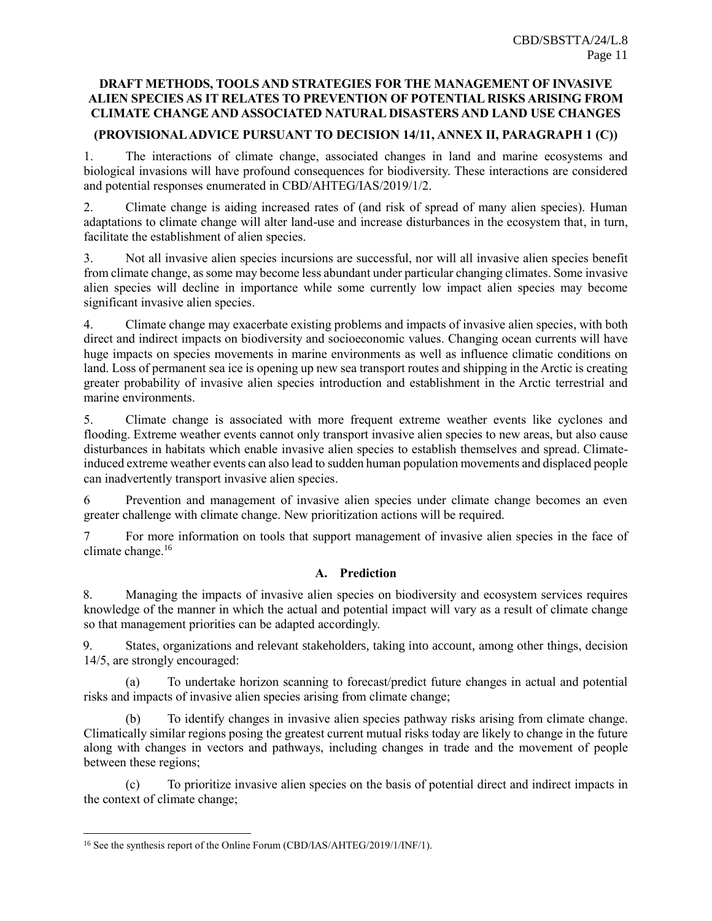## DRAFT METHODS, TOOLS AND STRATEGIES FOR THE MANAGEMENT OF INVASIVE ALIEN SPECIES AS IT RELATES TO PREVENTION OF POTENTIAL RISKS ARISING FROM CLIMATE CHANGE AND ASSOCIATED NATURAL DISASTERS AND LAND USE CHANGES

### (PROVISIONAL ADVICE PURSUANT TO DECISION 14/11, ANNEX II, PARAGRAPH 1 (C))

1. The interactions of climate change, associated changes in land and marine ecosystems and biological invasions will have profound consequences for biodiversity. These interactions are considered and potential responses enumerated in CBD/AHTEG/IAS/2019/1/2.

2. Climate change is aiding increased rates of (and risk of spread of many alien species). Human adaptations to climate change will alter land-use and increase disturbances in the ecosystem that, in turn, facilitate the establishment of alien species.

3. Not all invasive alien species incursions are successful, nor will all invasive alien species benefit from climate change, as some may become less abundant under particular changing climates. Some invasive alien species will decline in importance while some currently low impact alien species may become significant invasive alien species.

4. Climate change may exacerbate existing problems and impacts of invasive alien species, with both direct and indirect impacts on biodiversity and socioeconomic values. Changing ocean currents will have huge impacts on species movements in marine environments as well as influence climatic conditions on land. Loss of permanent sea ice is opening up new sea transport routes and shipping in the Arctic is creating greater probability of invasive alien species introduction and establishment in the Arctic terrestrial and marine environments.

5. Climate change is associated with more frequent extreme weather events like cyclones and flooding. Extreme weather events cannot only transport invasive alien species to new areas, but also cause disturbances in habitats which enable invasive alien species to establish themselves and spread. Climate-induced extreme weather events can also lead to sudden human population movements and displaced people can inadvertently transport invasive alien species.

6 Prevention and management of invasive alien species under climate change becomes an even greater challenge with climate change. New prioritization actions will be required.

7 For more information on tools that support management of invasive alien species in the face of climate change.[16]

### A. Prediction

8. Managing the impacts of invasive alien species on biodiversity and ecosystem services requires knowledge of the manner in which the actual and potential impact will vary as a result of climate change so that management priorities can be adapted accordingly.

9. States, organizations and relevant stakeholders, taking into account, among other things, decision 14/5, are strongly encouraged:

(a) To undertake horizon scanning to forecast/predict future changes in actual and potential risks and impacts of invasive alien species arising from climate change;

(b) To identify changes in invasive alien species pathway risks arising from climate change. Climatically similar regions posing the greatest current mutual risks today are likely to change in the future along with changes in vectors and pathways, including changes in trade and the movement of people between these regions;

(c) To prioritize invasive alien species on the basis of potential direct and indirect impacts in the context of climate change;

[16] See the synthesis report of the Online Forum (CBD/IAS/AHTEG/2019/1/INF/1).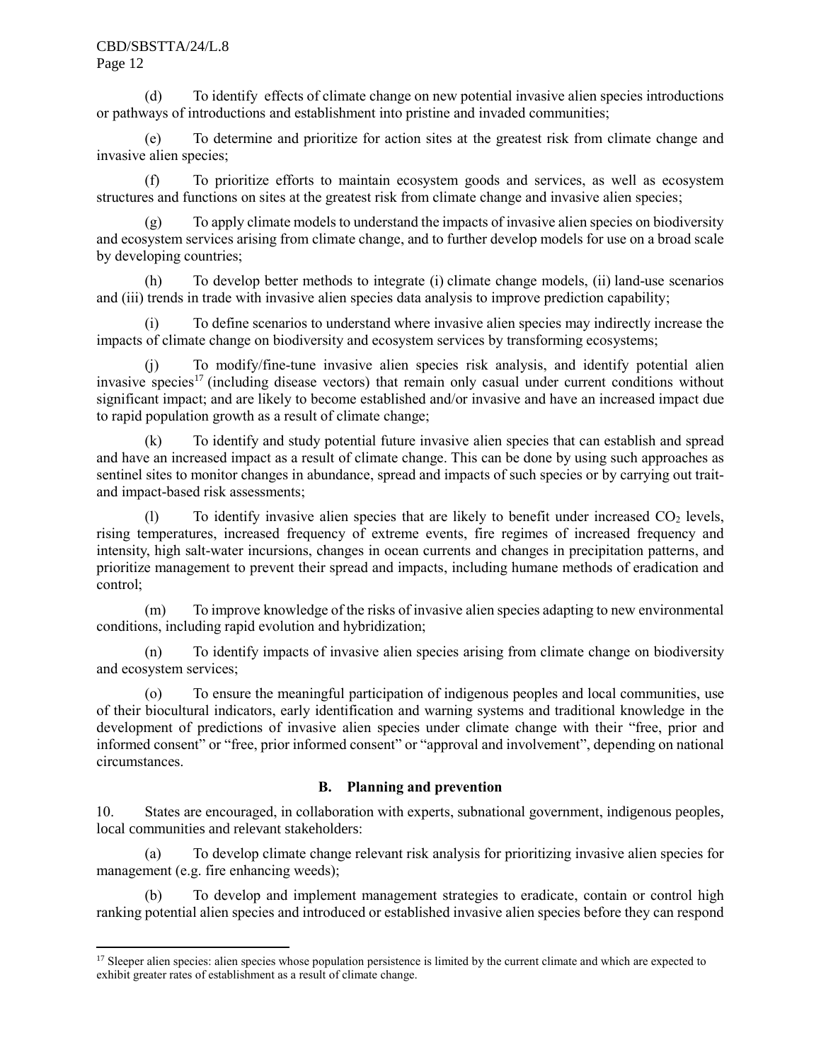(d) To identify effects of climate change on new potential invasive alien species introductions or pathways of introductions and establishment into pristine and invaded communities;

(e) To determine and prioritize for action sites at the greatest risk from climate change and invasive alien species;

(f) To prioritize efforts to maintain ecosystem goods and services, as well as ecosystem structures and functions on sites at the greatest risk from climate change and invasive alien species;

(g) To apply climate models to understand the impacts of invasive alien species on biodiversity and ecosystem services arising from climate change, and to further develop models for use on a broad scale by developing countries;

(h) To develop better methods to integrate (i) climate change models, (ii) land-use scenarios and (iii) trends in trade with invasive alien species data analysis to improve prediction capability;

(i) To define scenarios to understand where invasive alien species may indirectly increase the impacts of climate change on biodiversity and ecosystem services by transforming ecosystems;

(j) To modify/fine-tune invasive alien species risk analysis, and identify potential alien invasive species[17] (including disease vectors) that remain only casual under current conditions without significant impact; and are likely to become established and/or invasive and have an increased impact due to rapid population growth as a result of climate change;

(k) To identify and study potential future invasive alien species that can establish and spread and have an increased impact as a result of climate change. This can be done by using such approaches as sentinel sites to monitor changes in abundance, spread and impacts of such species or by carrying out trait- and impact-based risk assessments;

(l) To identify invasive alien species that are likely to benefit under increased $CO_2$ levels, rising temperatures, increased frequency of extreme events, fire regimes of increased frequency and intensity, high salt-water incursions, changes in ocean currents and changes in precipitation patterns, and prioritize management to prevent their spread and impacts, including humane methods of eradication and control;

(m) To improve knowledge of the risks of invasive alien species adapting to new environmental conditions, including rapid evolution and hybridization;

(n) To identify impacts of invasive alien species arising from climate change on biodiversity and ecosystem services;

(o) To ensure the meaningful participation of indigenous peoples and local communities, use of their biocultural indicators, early identification and warning systems and traditional knowledge in the development of predictions of invasive alien species under climate change with their "free, prior and informed consent" or "free, prior informed consent" or "approval and involvement", depending on national circumstances.

### B. Planning and prevention

10. States are encouraged, in collaboration with experts, subnational government, indigenous peoples, local communities and relevant stakeholders:

(a) To develop climate change relevant risk analysis for prioritizing invasive alien species for management (e.g. fire enhancing weeds);

(b) To develop and implement management strategies to eradicate, contain or control high ranking potential alien species and introduced or established invasive alien species before they can respond

[17] Sleeper alien species: alien species whose population persistence is limited by the current climate and which are expected to exhibit greater rates of establishment as a result of climate change.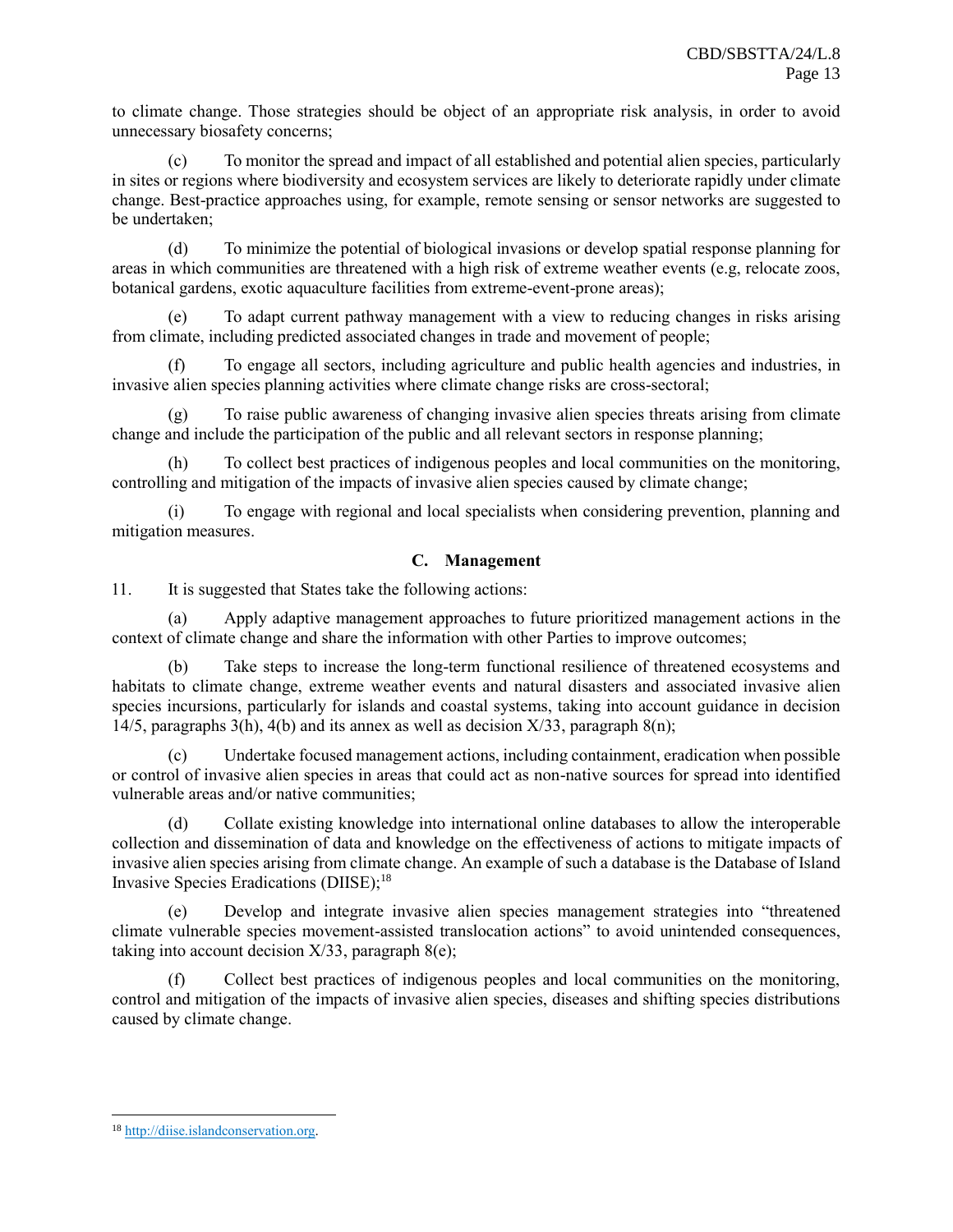to climate change. Those strategies should be object of an appropriate risk analysis, in order to avoid unnecessary biosafety concerns;

(c) To monitor the spread and impact of all established and potential alien species, particularly in sites or regions where biodiversity and ecosystem services are likely to deteriorate rapidly under climate change. Best-practice approaches using, for example, remote sensing or sensor networks are suggested to be undertaken;

(d) To minimize the potential of biological invasions or develop spatial response planning for areas in which communities are threatened with a high risk of extreme weather events (e.g, relocate zoos, botanical gardens, exotic aquaculture facilities from extreme-event-prone areas);

(e) To adapt current pathway management with a view to reducing changes in risks arising from climate, including predicted associated changes in trade and movement of people;

(f) To engage all sectors, including agriculture and public health agencies and industries, in invasive alien species planning activities where climate change risks are cross-sectoral;

(g) To raise public awareness of changing invasive alien species threats arising from climate change and include the participation of the public and all relevant sectors in response planning;

(h) To collect best practices of indigenous peoples and local communities on the monitoring, controlling and mitigation of the impacts of invasive alien species caused by climate change;

(i) To engage with regional and local specialists when considering prevention, planning and mitigation measures.

### C. Management

11. It is suggested that States take the following actions:

(a) Apply adaptive management approaches to future prioritized management actions in the context of climate change and share the information with other Parties to improve outcomes;

(b) Take steps to increase the long-term functional resilience of threatened ecosystems and habitats to climate change, extreme weather events and natural disasters and associated invasive alien species incursions, particularly for islands and coastal systems, taking into account guidance in decision 14/5, paragraphs 3(h), 4(b) and its annex as well as decision X/33, paragraph 8(n);

(c) Undertake focused management actions, including containment, eradication when possible or control of invasive alien species in areas that could act as non-native sources for spread into identified vulnerable areas and/or native communities;

(d) Collate existing knowledge into international online databases to allow the interoperable collection and dissemination of data and knowledge on the effectiveness of actions to mitigate impacts of invasive alien species arising from climate change. An example of such a database is the Database of Island Invasive Species Eradications (DIISE);[18]

(e) Develop and integrate invasive alien species management strategies into "threatened climate vulnerable species movement-assisted translocation actions" to avoid unintended consequences, taking into account decision X/33, paragraph 8(e);

(f) Collect best practices of indigenous peoples and local communities on the monitoring, control and mitigation of the impacts of invasive alien species, diseases and shifting species distributions caused by climate change.

---

[18] http://diise.islandconservation.org.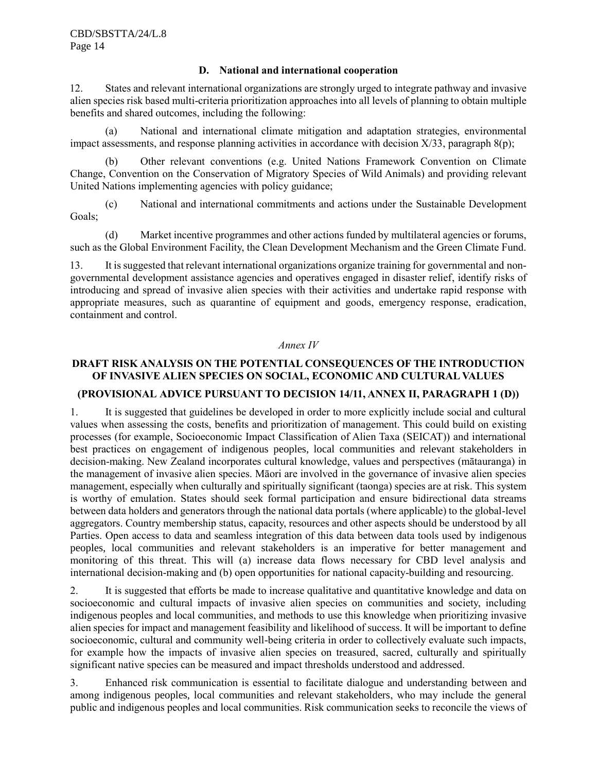### D. National and international cooperation

12. States and relevant international organizations are strongly urged to integrate pathway and invasive alien species risk based multi-criteria prioritization approaches into all levels of planning to obtain multiple benefits and shared outcomes, including the following:

(a) National and international climate mitigation and adaptation strategies, environmental impact assessments, and response planning activities in accordance with decision X/33, paragraph 8(p);

(b) Other relevant conventions (e.g. United Nations Framework Convention on Climate Change, Convention on the Conservation of Migratory Species of Wild Animals) and providing relevant United Nations implementing agencies with policy guidance;

(c) National and international commitments and actions under the Sustainable Development Goals;

(d) Market incentive programmes and other actions funded by multilateral agencies or forums, such as the Global Environment Facility, the Clean Development Mechanism and the Green Climate Fund.

13. It is suggested that relevant international organizations organize training for governmental and non-governmental development assistance agencies and operatives engaged in disaster relief, identify risks of introducing and spread of invasive alien species with their activities and undertake rapid response with appropriate measures, such as quarantine of equipment and goods, emergency response, eradication, containment and control.

*Annex IV*

## DRAFT RISK ANALYSIS ON THE POTENTIAL CONSEQUENCES OF THE INTRODUCTION OF INVASIVE ALIEN SPECIES ON SOCIAL, ECONOMIC AND CULTURAL VALUES

### (PROVISIONAL ADVICE PURSUANT TO DECISION 14/11, ANNEX II, PARAGRAPH 1 (D))

1. It is suggested that guidelines be developed in order to more explicitly include social and cultural values when assessing the costs, benefits and prioritization of management. This could build on existing processes (for example, Socioeconomic Impact Classification of Alien Taxa (SEICAT)) and international best practices on engagement of indigenous peoples, local communities and relevant stakeholders in decision-making. New Zealand incorporates cultural knowledge, values and perspectives (mātauranga) in the management of invasive alien species. Māori are involved in the governance of invasive alien species management, especially when culturally and spiritually significant (taonga) species are at risk. This system is worthy of emulation. States should seek formal participation and ensure bidirectional data streams between data holders and generators through the national data portals (where applicable) to the global-level aggregators. Country membership status, capacity, resources and other aspects should be understood by all Parties. Open access to data and seamless integration of this data between data tools used by indigenous peoples, local communities and relevant stakeholders is an imperative for better management and monitoring of this threat. This will (a) increase data flows necessary for CBD level analysis and international decision-making and (b) open opportunities for national capacity-building and resourcing.

2. It is suggested that efforts be made to increase qualitative and quantitative knowledge and data on socioeconomic and cultural impacts of invasive alien species on communities and society, including indigenous peoples and local communities, and methods to use this knowledge when prioritizing invasive alien species for impact and management feasibility and likelihood of success. It will be important to define socioeconomic, cultural and community well-being criteria in order to collectively evaluate such impacts, for example how the impacts of invasive alien species on treasured, sacred, culturally and spiritually significant native species can be measured and impact thresholds understood and addressed.

3. Enhanced risk communication is essential to facilitate dialogue and understanding between and among indigenous peoples, local communities and relevant stakeholders, who may include the general public and indigenous peoples and local communities. Risk communication seeks to reconcile the views of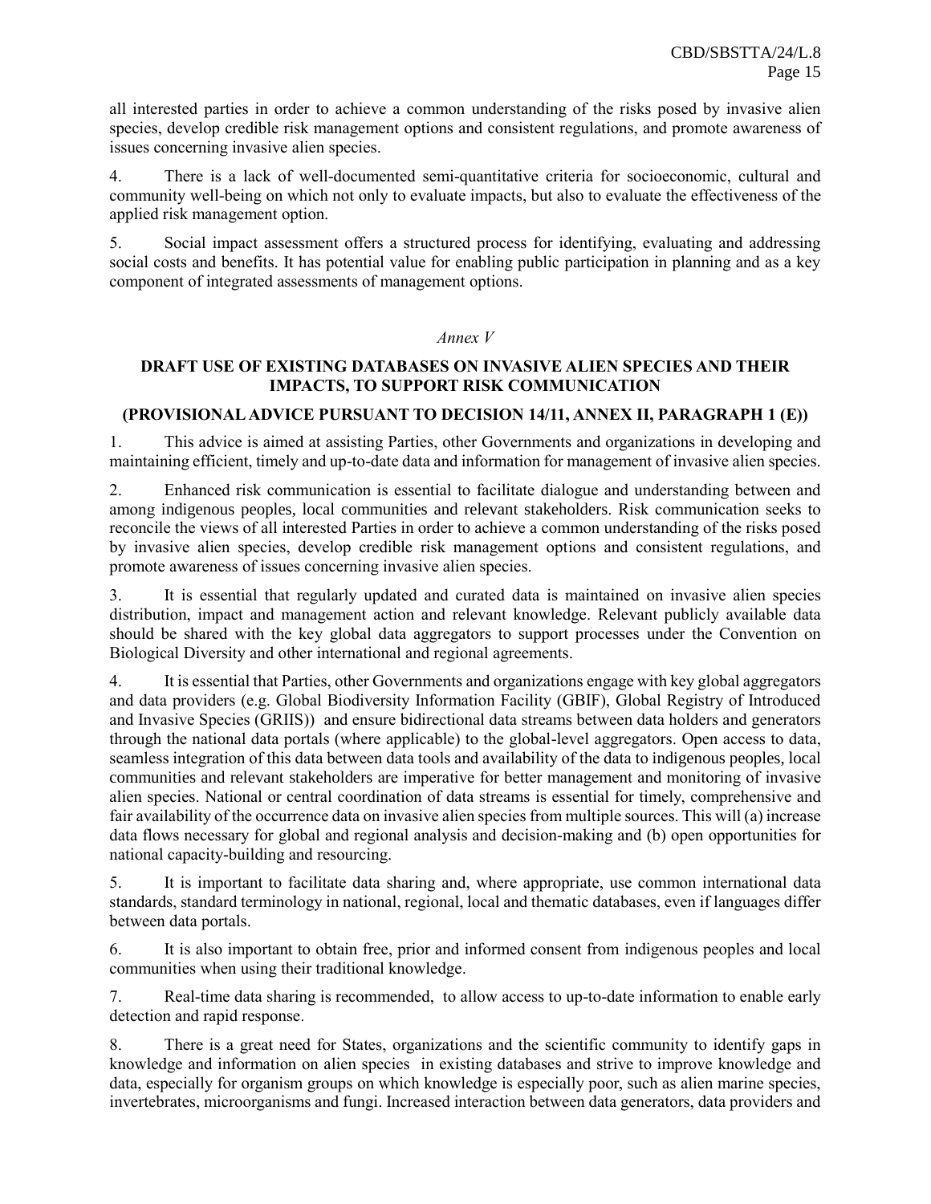all interested parties in order to achieve a common understanding of the risks posed by invasive alien species, develop credible risk management options and consistent regulations, and promote awareness of issues concerning invasive alien species.

4. There is a lack of well-documented semi-quantitative criteria for socioeconomic, cultural and community well-being on which not only to evaluate impacts, but also to evaluate the effectiveness of the applied risk management option.

5. Social impact assessment offers a structured process for identifying, evaluating and addressing social costs and benefits. It has potential value for enabling public participation in planning and as a key component of integrated assessments of management options.

*Annex V*

## DRAFT USE OF EXISTING DATABASES ON INVASIVE ALIEN SPECIES AND THEIR IMPACTS, TO SUPPORT RISK COMMUNICATION

### (PROVISIONAL ADVICE PURSUANT TO DECISION 14/11, ANNEX II, PARAGRAPH 1 (E))

1. This advice is aimed at assisting Parties, other Governments and organizations in developing and maintaining efficient, timely and up-to-date data and information for management of invasive alien species.

2. Enhanced risk communication is essential to facilitate dialogue and understanding between and among indigenous peoples, local communities and relevant stakeholders. Risk communication seeks to reconcile the views of all interested Parties in order to achieve a common understanding of the risks posed by invasive alien species, develop credible risk management options and consistent regulations, and promote awareness of issues concerning invasive alien species.

3. It is essential that regularly updated and curated data is maintained on invasive alien species distribution, impact and management action and relevant knowledge. Relevant publicly available data should be shared with the key global data aggregators to support processes under the Convention on Biological Diversity and other international and regional agreements.

4. It is essential that Parties, other Governments and organizations engage with key global aggregators and data providers (e.g. Global Biodiversity Information Facility (GBIF), Global Registry of Introduced and Invasive Species (GRIIS)) and ensure bidirectional data streams between data holders and generators through the national data portals (where applicable) to the global-level aggregators. Open access to data, seamless integration of this data between data tools and availability of the data to indigenous peoples, local communities and relevant stakeholders are imperative for better management and monitoring of invasive alien species. National or central coordination of data streams is essential for timely, comprehensive and fair availability of the occurrence data on invasive alien species from multiple sources. This will (a) increase data flows necessary for global and regional analysis and decision-making and (b) open opportunities for national capacity-building and resourcing.

5. It is important to facilitate data sharing and, where appropriate, use common international data standards, standard terminology in national, regional, local and thematic databases, even if languages differ between data portals.

6. It is also important to obtain free, prior and informed consent from indigenous peoples and local communities when using their traditional knowledge.

7. Real-time data sharing is recommended, to allow access to up-to-date information to enable early detection and rapid response.

8. There is a great need for States, organizations and the scientific community to identify gaps in knowledge and information on alien species in existing databases and strive to improve knowledge and data, especially for organism groups on which knowledge is especially poor, such as alien marine species, invertebrates, microorganisms and fungi. Increased interaction between data generators, data providers and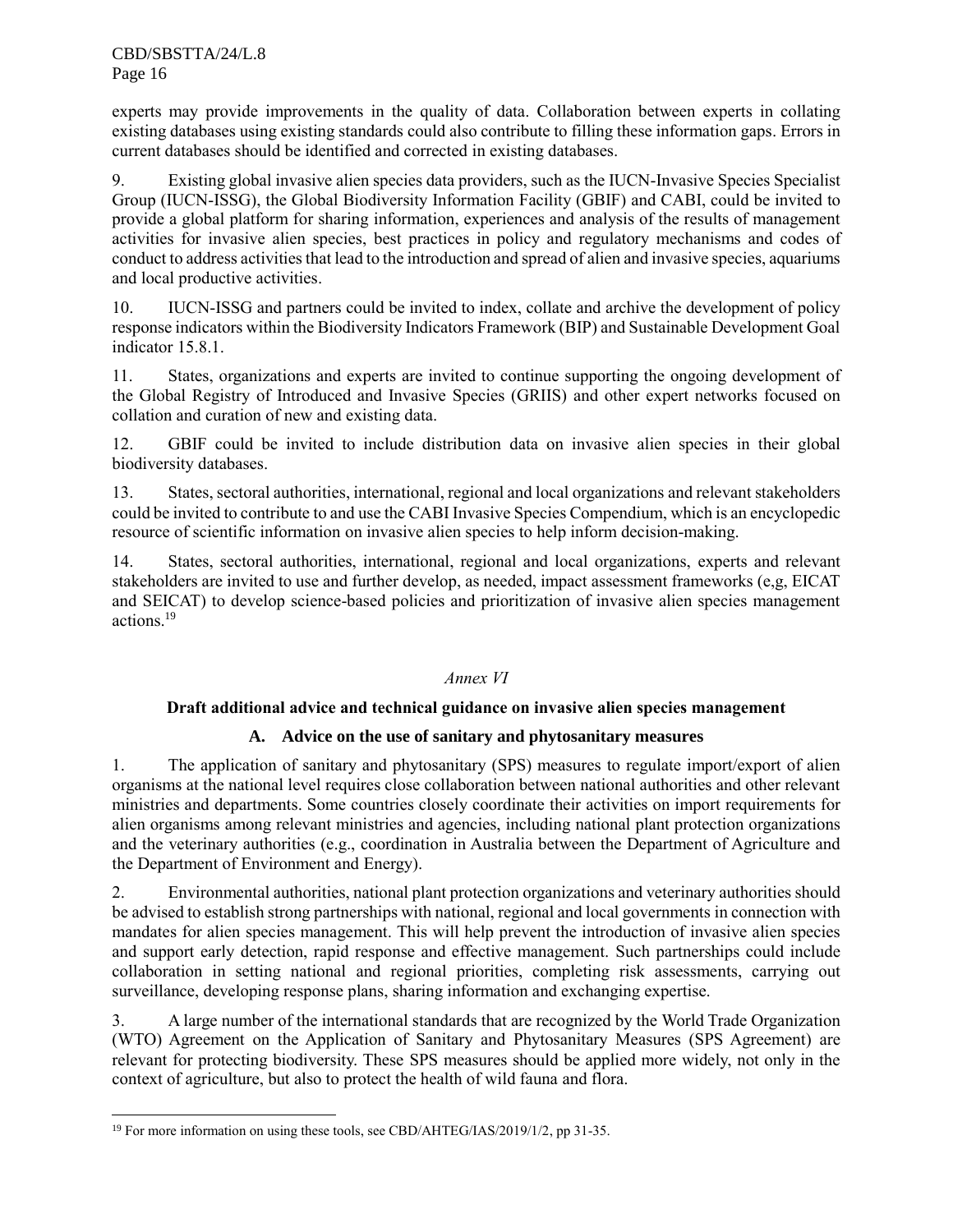experts may provide improvements in the quality of data. Collaboration between experts in collating existing databases using existing standards could also contribute to filling these information gaps. Errors in current databases should be identified and corrected in existing databases.

9. Existing global invasive alien species data providers, such as the IUCN-Invasive Species Specialist Group (IUCN-ISSG), the Global Biodiversity Information Facility (GBIF) and CABI, could be invited to provide a global platform for sharing information, experiences and analysis of the results of management activities for invasive alien species, best practices in policy and regulatory mechanisms and codes of conduct to address activities that lead to the introduction and spread of alien and invasive species, aquariums and local productive activities.

10. IUCN-ISSG and partners could be invited to index, collate and archive the development of policy response indicators within the Biodiversity Indicators Framework (BIP) and Sustainable Development Goal indicator 15.8.1.

11. States, organizations and experts are invited to continue supporting the ongoing development of the Global Registry of Introduced and Invasive Species (GRIIS) and other expert networks focused on collation and curation of new and existing data.

12. GBIF could be invited to include distribution data on invasive alien species in their global biodiversity databases.

13. States, sectoral authorities, international, regional and local organizations and relevant stakeholders could be invited to contribute to and use the CABI Invasive Species Compendium, which is an encyclopedic resource of scientific information on invasive alien species to help inform decision-making.

14. States, sectoral authorities, international, regional and local organizations, experts and relevant stakeholders are invited to use and further develop, as needed, impact assessment frameworks (e,g, EICAT and SEICAT) to develop science-based policies and prioritization of invasive alien species management actions.[19]

*Annex VI*

## Draft additional advice and technical guidance on invasive alien species management

### A. Advice on the use of sanitary and phytosanitary measures

1. The application of sanitary and phytosanitary (SPS) measures to regulate import/export of alien organisms at the national level requires close collaboration between national authorities and other relevant ministries and departments. Some countries closely coordinate their activities on import requirements for alien organisms among relevant ministries and agencies, including national plant protection organizations and the veterinary authorities (e.g., coordination in Australia between the Department of Agriculture and the Department of Environment and Energy).

2. Environmental authorities, national plant protection organizations and veterinary authorities should be advised to establish strong partnerships with national, regional and local governments in connection with mandates for alien species management. This will help prevent the introduction of invasive alien species and support early detection, rapid response and effective management. Such partnerships could include collaboration in setting national and regional priorities, completing risk assessments, carrying out surveillance, developing response plans, sharing information and exchanging expertise.

3. A large number of the international standards that are recognized by the World Trade Organization (WTO) Agreement on the Application of Sanitary and Phytosanitary Measures (SPS Agreement) are relevant for protecting biodiversity. These SPS measures should be applied more widely, not only in the context of agriculture, but also to protect the health of wild fauna and flora.

---

[19] For more information on using these tools, see CBD/AHTEG/IAS/2019/1/2, pp 31-35.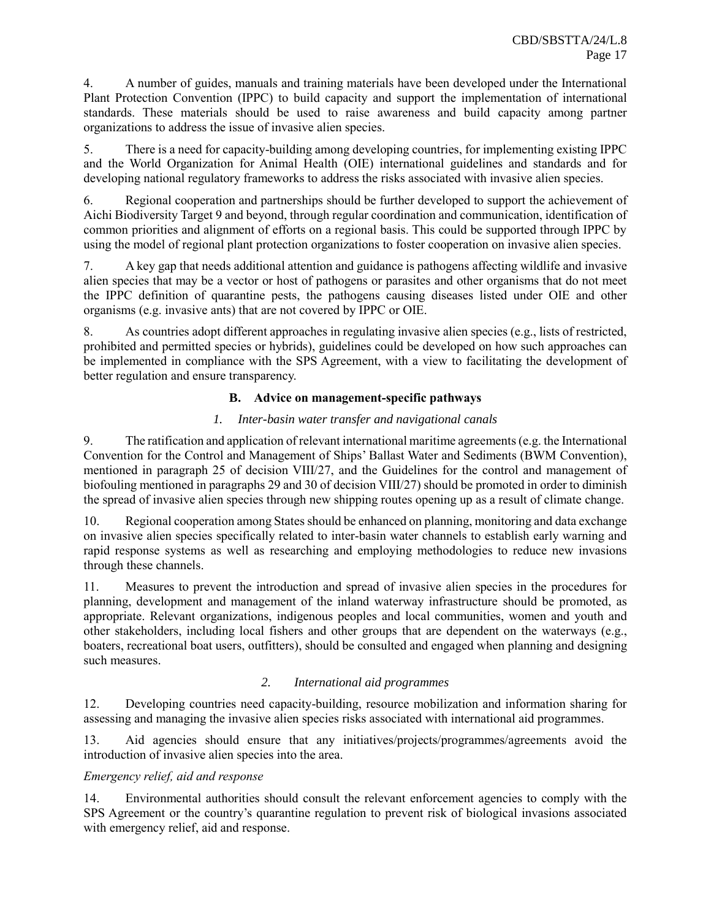4. A number of guides, manuals and training materials have been developed under the International Plant Protection Convention (IPPC) to build capacity and support the implementation of international standards. These materials should be used to raise awareness and build capacity among partner organizations to address the issue of invasive alien species.

5. There is a need for capacity-building among developing countries, for implementing existing IPPC and the World Organization for Animal Health (OIE) international guidelines and standards and for developing national regulatory frameworks to address the risks associated with invasive alien species.

6. Regional cooperation and partnerships should be further developed to support the achievement of Aichi Biodiversity Target 9 and beyond, through regular coordination and communication, identification of common priorities and alignment of efforts on a regional basis. This could be supported through IPPC by using the model of regional plant protection organizations to foster cooperation on invasive alien species.

7. A key gap that needs additional attention and guidance is pathogens affecting wildlife and invasive alien species that may be a vector or host of pathogens or parasites and other organisms that do not meet the IPPC definition of quarantine pests, the pathogens causing diseases listed under OIE and other organisms (e.g. invasive ants) that are not covered by IPPC or OIE.

8. As countries adopt different approaches in regulating invasive alien species (e.g., lists of restricted, prohibited and permitted species or hybrids), guidelines could be developed on how such approaches can be implemented in compliance with the SPS Agreement, with a view to facilitating the development of better regulation and ensure transparency.

### B. Advice on management-specific pathways

#### *1. Inter-basin water transfer and navigational canals*

9. The ratification and application of relevant international maritime agreements (e.g. the International Convention for the Control and Management of Ships' Ballast Water and Sediments (BWM Convention), mentioned in paragraph 25 of decision VIII/27, and the Guidelines for the control and management of biofouling mentioned in paragraphs 29 and 30 of decision VIII/27) should be promoted in order to diminish the spread of invasive alien species through new shipping routes opening up as a result of climate change.

10. Regional cooperation among States should be enhanced on planning, monitoring and data exchange on invasive alien species specifically related to inter-basin water channels to establish early warning and rapid response systems as well as researching and employing methodologies to reduce new invasions through these channels.

11. Measures to prevent the introduction and spread of invasive alien species in the procedures for planning, development and management of the inland waterway infrastructure should be promoted, as appropriate. Relevant organizations, indigenous peoples and local communities, women and youth and other stakeholders, including local fishers and other groups that are dependent on the waterways (e.g., boaters, recreational boat users, outfitters), should be consulted and engaged when planning and designing such measures.

#### *2. International aid programmes*

12. Developing countries need capacity-building, resource mobilization and information sharing for assessing and managing the invasive alien species risks associated with international aid programmes.

13. Aid agencies should ensure that any initiatives/projects/programmes/agreements avoid the introduction of invasive alien species into the area.

*Emergency relief, aid and response*

14. Environmental authorities should consult the relevant enforcement agencies to comply with the SPS Agreement or the country's quarantine regulation to prevent risk of biological invasions associated with emergency relief, aid and response.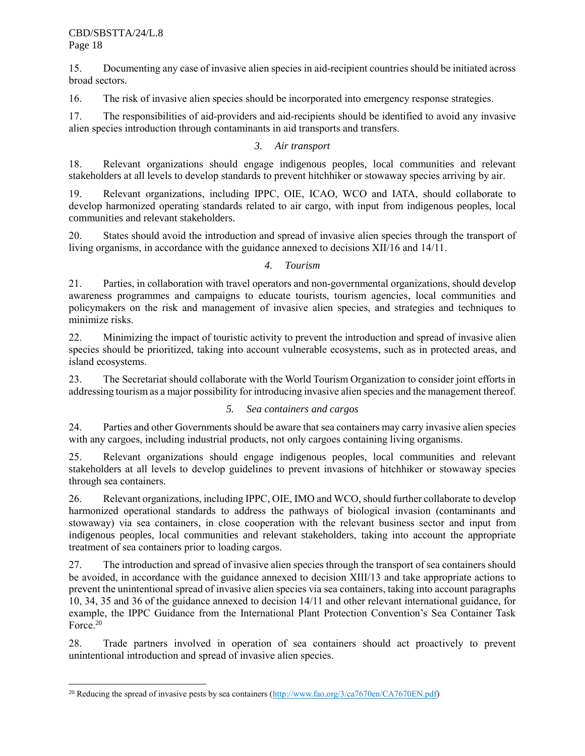15. Documenting any case of invasive alien species in aid-recipient countries should be initiated across broad sectors.

16. The risk of invasive alien species should be incorporated into emergency response strategies.

17. The responsibilities of aid-providers and aid-recipients should be identified to avoid any invasive alien species introduction through contaminants in aid transports and transfers.

*3. Air transport*

18. Relevant organizations should engage indigenous peoples, local communities and relevant stakeholders at all levels to develop standards to prevent hitchhiker or stowaway species arriving by air.

19. Relevant organizations, including IPPC, OIE, ICAO, WCO and IATA, should collaborate to develop harmonized operating standards related to air cargo, with input from indigenous peoples, local communities and relevant stakeholders.

20. States should avoid the introduction and spread of invasive alien species through the transport of living organisms, in accordance with the guidance annexed to decisions XII/16 and 14/11.

*4. Tourism*

21. Parties, in collaboration with travel operators and non-governmental organizations, should develop awareness programmes and campaigns to educate tourists, tourism agencies, local communities and policymakers on the risk and management of invasive alien species, and strategies and techniques to minimize risks.

22. Minimizing the impact of touristic activity to prevent the introduction and spread of invasive alien species should be prioritized, taking into account vulnerable ecosystems, such as in protected areas, and island ecosystems.

23. The Secretariat should collaborate with the World Tourism Organization to consider joint efforts in addressing tourism as a major possibility for introducing invasive alien species and the management thereof.

*5. Sea containers and cargos*

24. Parties and other Governments should be aware that sea containers may carry invasive alien species with any cargoes, including industrial products, not only cargoes containing living organisms.

25. Relevant organizations should engage indigenous peoples, local communities and relevant stakeholders at all levels to develop guidelines to prevent invasions of hitchhiker or stowaway species through sea containers.

26. Relevant organizations, including IPPC, OIE, IMO and WCO, should further collaborate to develop harmonized operational standards to address the pathways of biological invasion (contaminants and stowaway) via sea containers, in close cooperation with the relevant business sector and input from indigenous peoples, local communities and relevant stakeholders, taking into account the appropriate treatment of sea containers prior to loading cargos.

27. The introduction and spread of invasive alien species through the transport of sea containers should be avoided, in accordance with the guidance annexed to decision XIII/13 and take appropriate actions to prevent the unintentional spread of invasive alien species via sea containers, taking into account paragraphs 10, 34, 35 and 36 of the guidance annexed to decision 14/11 and other relevant international guidance, for example, the IPPC Guidance from the International Plant Protection Convention's Sea Container Task Force.[20]

28. Trade partners involved in operation of sea containers should act proactively to prevent unintentional introduction and spread of invasive alien species.

---

[20] Reducing the spread of invasive pests by sea containers (http://www.fao.org/3/ca7670en/CA7670EN.pdf)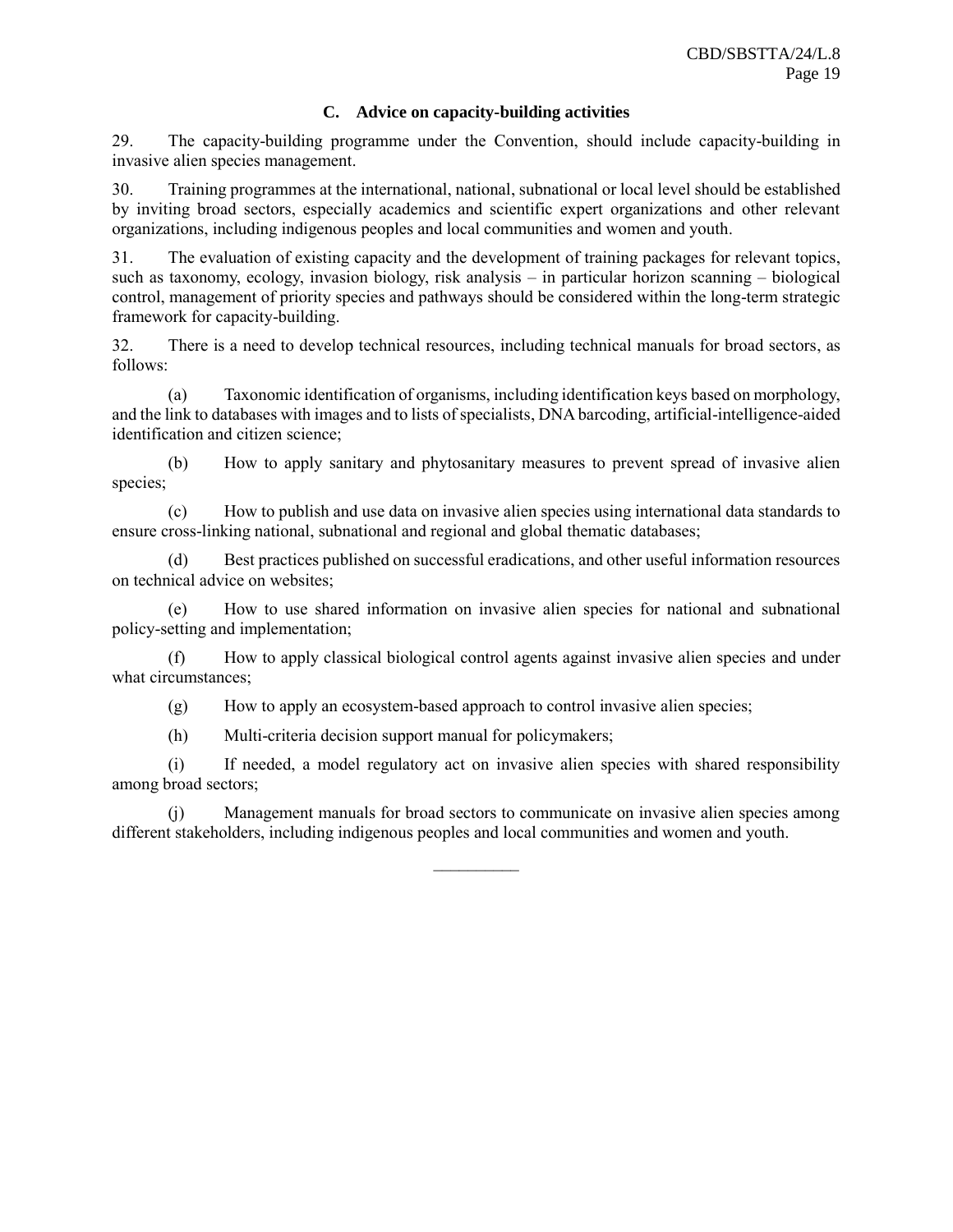### C. Advice on capacity-building activities

29. The capacity-building programme under the Convention, should include capacity-building in invasive alien species management.

30. Training programmes at the international, national, subnational or local level should be established by inviting broad sectors, especially academics and scientific expert organizations and other relevant organizations, including indigenous peoples and local communities and women and youth.

31. The evaluation of existing capacity and the development of training packages for relevant topics, such as taxonomy, ecology, invasion biology, risk analysis – in particular horizon scanning – biological control, management of priority species and pathways should be considered within the long-term strategic framework for capacity-building.

32. There is a need to develop technical resources, including technical manuals for broad sectors, as follows:

(a) Taxonomic identification of organisms, including identification keys based on morphology, and the link to databases with images and to lists of specialists, DNA barcoding, artificial-intelligence-aided identification and citizen science;

(b) How to apply sanitary and phytosanitary measures to prevent spread of invasive alien species;

(c) How to publish and use data on invasive alien species using international data standards to ensure cross-linking national, subnational and regional and global thematic databases;

(d) Best practices published on successful eradications, and other useful information resources on technical advice on websites;

(e) How to use shared information on invasive alien species for national and subnational policy-setting and implementation;

(f) How to apply classical biological control agents against invasive alien species and under what circumstances;

(g) How to apply an ecosystem-based approach to control invasive alien species;

(h) Multi-criteria decision support manual for policymakers;

(i) If needed, a model regulatory act on invasive alien species with shared responsibility among broad sectors;

(j) Management manuals for broad sectors to communicate on invasive alien species among different stakeholders, including indigenous peoples and local communities and women and youth.

__________